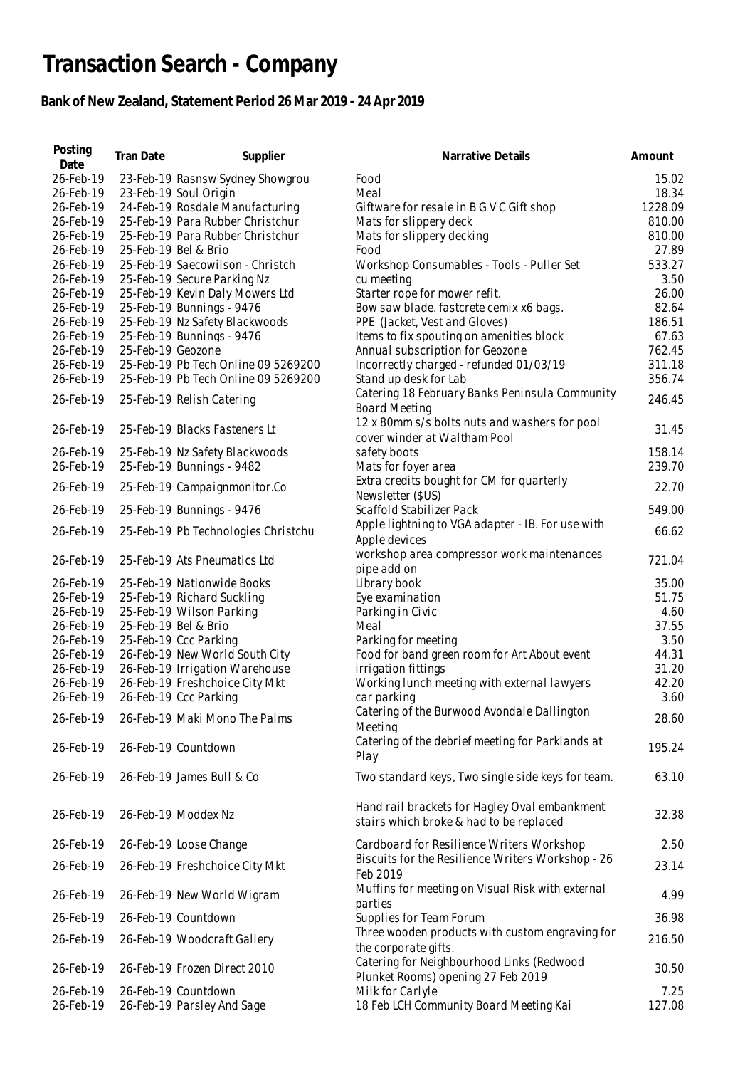# Transaction Search - Company

### Bank of New Zealand, Statement Period 26 Mar 2019 - 24 Apr 2019

| Posting Date | Tran Date | Supplier | Narrative Details | Amount |
|---|---|---|---|---|
| 26-Feb-19 | 23-Feb-19 | Rasnsw Sydney Showgrou | Food | 15.02 |
| 26-Feb-19 | 23-Feb-19 | Soul Origin | Meal | 18.34 |
| 26-Feb-19 | 24-Feb-19 | Rosdale Manufacturing | Giftware for resale in B G V C Gift shop | 1228.09 |
| 26-Feb-19 | 25-Feb-19 | Para Rubber Christchur | Mats for slippery deck | 810.00 |
| 26-Feb-19 | 25-Feb-19 | Para Rubber Christchur | Mats for slippery decking | 810.00 |
| 26-Feb-19 | 25-Feb-19 | Bel & Brio | Food | 27.89 |
| 26-Feb-19 | 25-Feb-19 | Saecowilson - Christch | Workshop Consumables - Tools - Puller Set | 533.27 |
| 26-Feb-19 | 25-Feb-19 | Secure Parking Nz | cu meeting | 3.50 |
| 26-Feb-19 | 25-Feb-19 | Kevin Daly Mowers Ltd | Starter rope for mower refit. | 26.00 |
| 26-Feb-19 | 25-Feb-19 | Bunnings - 9476 | Bow saw blade. fastcrete cemix x6 bags. | 82.64 |
| 26-Feb-19 | 25-Feb-19 | Nz Safety Blackwoods | PPE (Jacket, Vest and Gloves) | 186.51 |
| 26-Feb-19 | 25-Feb-19 | Bunnings - 9476 | Items to fix spouting on amenities block | 67.63 |
| 26-Feb-19 | 25-Feb-19 | Geozone | Annual subscription for Geozone | 762.45 |
| 26-Feb-19 | 25-Feb-19 | Pb Tech Online 09 5269200 | Incorrectly charged - refunded 01/03/19 | 311.18 |
| 26-Feb-19 | 25-Feb-19 | Pb Tech Online 09 5269200 | Stand up desk for Lab | 356.74 |
| 26-Feb-19 | 25-Feb-19 | Relish Catering | Catering 18 February Banks Peninsula Community Board Meeting | 246.45 |
| 26-Feb-19 | 25-Feb-19 | Blacks Fasteners Lt | 12 x 80mm s/s bolts nuts and washers for pool cover winder at Waltham Pool | 31.45 |
| 26-Feb-19 | 25-Feb-19 | Nz Safety Blackwoods | safety boots | 158.14 |
| 26-Feb-19 | 25-Feb-19 | Bunnings - 9482 | Mats for foyer area | 239.70 |
| 26-Feb-19 | 25-Feb-19 | Campaignmonitor.Co | Extra credits bought for CM for quarterly Newsletter ($US) | 22.70 |
| 26-Feb-19 | 25-Feb-19 | Bunnings - 9476 | Scaffold Stabilizer Pack | 549.00 |
| 26-Feb-19 | 25-Feb-19 | Pb Technologies Christchu | Apple lightning to VGA adapter - IB. For use with Apple devices | 66.62 |
| 26-Feb-19 | 25-Feb-19 | Ats Pneumatics Ltd | workshop area compressor work maintenances pipe add on | 721.04 |
| 26-Feb-19 | 25-Feb-19 | Nationwide Books | Library book | 35.00 |
| 26-Feb-19 | 25-Feb-19 | Richard Suckling | Eye examination | 51.75 |
| 26-Feb-19 | 25-Feb-19 | Wilson Parking | Parking in Civic | 4.60 |
| 26-Feb-19 | 25-Feb-19 | Bel & Brio | Meal | 37.55 |
| 26-Feb-19 | 25-Feb-19 | Ccc Parking | Parking for meeting | 3.50 |
| 26-Feb-19 | 26-Feb-19 | New World South City | Food for band green room for Art About event | 44.31 |
| 26-Feb-19 | 26-Feb-19 | Irrigation Warehouse | irrigation fittings | 31.20 |
| 26-Feb-19 | 26-Feb-19 | Freshchoice City Mkt | Working lunch meeting with external lawyers | 42.20 |
| 26-Feb-19 | 26-Feb-19 | Ccc Parking | car parking | 3.60 |
| 26-Feb-19 | 26-Feb-19 | Maki Mono The Palms | Catering of the Burwood Avondale Dallington Meeting | 28.60 |
| 26-Feb-19 | 26-Feb-19 | Countdown | Catering of the debrief meeting for Parklands at Play | 195.24 |
| 26-Feb-19 | 26-Feb-19 | James Bull & Co | Two standard keys, Two single side keys for team. | 63.10 |
| 26-Feb-19 | 26-Feb-19 | Moddex Nz | Hand rail brackets for Hagley Oval embankment stairs which broke & had to be replaced | 32.38 |
| 26-Feb-19 | 26-Feb-19 | Loose Change | Cardboard for Resilience Writers Workshop | 2.50 |
| 26-Feb-19 | 26-Feb-19 | Freshchoice City Mkt | Biscuits for the Resilience Writers Workshop - 26 Feb 2019 | 23.14 |
| 26-Feb-19 | 26-Feb-19 | New World Wigram | Muffins for meeting on Visual Risk with external parties | 4.99 |
| 26-Feb-19 | 26-Feb-19 | Countdown | Supplies for Team Forum | 36.98 |
| 26-Feb-19 | 26-Feb-19 | Woodcraft Gallery | Three wooden products with custom engraving for the corporate gifts. | 216.50 |
| 26-Feb-19 | 26-Feb-19 | Frozen Direct 2010 | Catering for Neighbourhood Links (Redwood Plunket Rooms) opening 27 Feb 2019 | 30.50 |
| 26-Feb-19 | 26-Feb-19 | Countdown | Milk for Carlyle | 7.25 |
| 26-Feb-19 | 26-Feb-19 | Parsley And Sage | 18 Feb LCH Community Board Meeting Kai | 127.08 |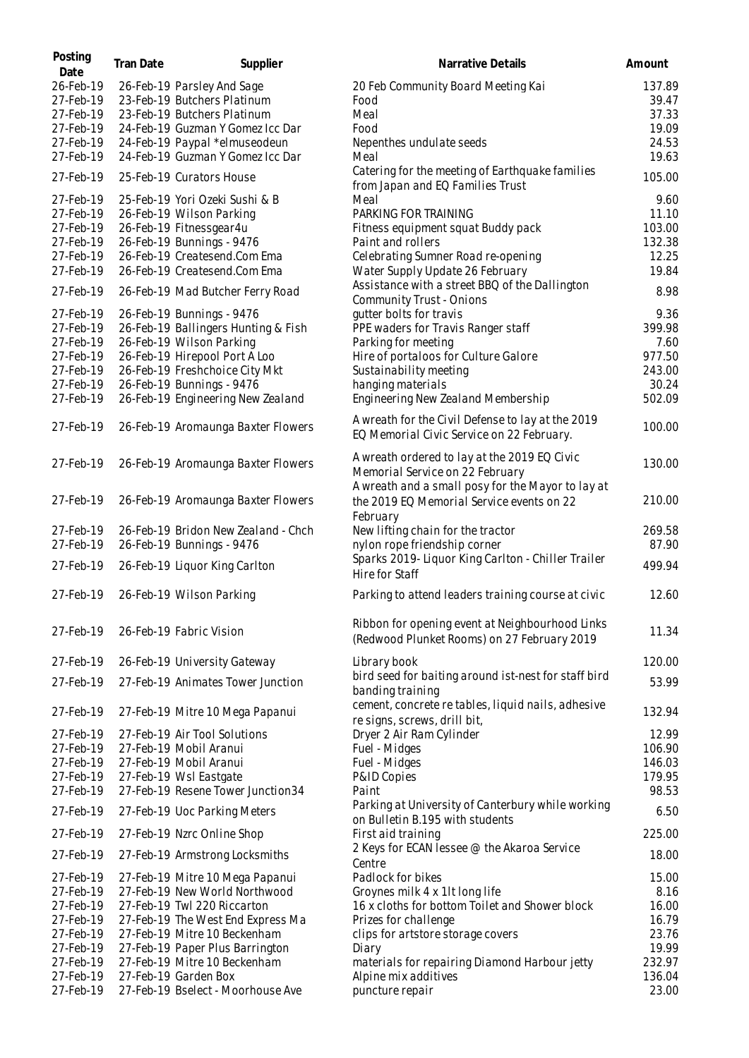| Posting Date | Tran Date | Supplier | Narrative Details | Amount |
|---|---|---|---|---|
| 26-Feb-19 | 26-Feb-19 | Parsley And Sage | 20 Feb Community Board Meeting Kai | 137.89 |
| 27-Feb-19 | 23-Feb-19 | Butchers Platinum | Food | 39.47 |
| 27-Feb-19 | 23-Feb-19 | Butchers Platinum | Meal | 37.33 |
| 27-Feb-19 | 24-Feb-19 | Guzman Y Gomez Icc Dar | Food | 19.09 |
| 27-Feb-19 | 24-Feb-19 | Paypal *elmuseodeun | Nepenthes undulate seeds | 24.53 |
| 27-Feb-19 | 24-Feb-19 | Guzman Y Gomez Icc Dar | Meal | 19.63 |
| 27-Feb-19 | 25-Feb-19 | Curators House | Catering for the meeting of Earthquake families from Japan and EQ Families Trust | 105.00 |
| 27-Feb-19 | 25-Feb-19 | Yori Ozeki Sushi & B | Meal | 9.60 |
| 27-Feb-19 | 26-Feb-19 | Wilson Parking | PARKING FOR TRAINING | 11.10 |
| 27-Feb-19 | 26-Feb-19 | Fitnessgear4u | Fitness equipment squat Buddy pack | 103.00 |
| 27-Feb-19 | 26-Feb-19 | Bunnings - 9476 | Paint and rollers | 132.38 |
| 27-Feb-19 | 26-Feb-19 | Createsend.Com Ema | Celebrating Sumner Road re-opening | 12.25 |
| 27-Feb-19 | 26-Feb-19 | Createsend.Com Ema | Water Supply Update 26 February | 19.84 |
| 27-Feb-19 | 26-Feb-19 | Mad Butcher Ferry Road | Assistance with a street BBQ of the Dallington Community Trust - Onions | 8.98 |
| 27-Feb-19 | 26-Feb-19 | Bunnings - 9476 | gutter bolts for travis | 9.36 |
| 27-Feb-19 | 26-Feb-19 | Ballingers Hunting & Fish | PPE waders for Travis Ranger staff | 399.98 |
| 27-Feb-19 | 26-Feb-19 | Wilson Parking | Parking for meeting | 7.60 |
| 27-Feb-19 | 26-Feb-19 | Hirepool Port A Loo | Hire of portaloos for Culture Galore | 977.50 |
| 27-Feb-19 | 26-Feb-19 | Freshchoice City Mkt | Sustainability meeting | 243.00 |
| 27-Feb-19 | 26-Feb-19 | Bunnings - 9476 | hanging materials | 30.24 |
| 27-Feb-19 | 26-Feb-19 | Engineering New Zealand | Engineering New Zealand Membership | 502.09 |
| 27-Feb-19 | 26-Feb-19 | Aromaunga Baxter Flowers | A wreath for the Civil Defense to lay at the 2019 EQ Memorial Civic Service on 22 February. | 100.00 |
| 27-Feb-19 | 26-Feb-19 | Aromaunga Baxter Flowers | A wreath ordered to lay at the 2019 EQ Civic Memorial Service on 22 February | 130.00 |
| 27-Feb-19 | 26-Feb-19 | Aromaunga Baxter Flowers | A wreath and a small posy for the Mayor to lay at the 2019 EQ Memorial Service events on 22 February | 210.00 |
| 27-Feb-19 | 26-Feb-19 | Bridon New Zealand - Chch | New lifting chain for the tractor | 269.58 |
| 27-Feb-19 | 26-Feb-19 | Bunnings - 9476 | nylon rope friendship corner | 87.90 |
| 27-Feb-19 | 26-Feb-19 | Liquor King Carlton | Sparks 2019- Liquor King Carlton - Chiller Trailer Hire for Staff | 499.94 |
| 27-Feb-19 | 26-Feb-19 | Wilson Parking | Parking to attend leaders training course at civic | 12.60 |
| 27-Feb-19 | 26-Feb-19 | Fabric Vision | Ribbon for opening event at Neighbourhood Links (Redwood Plunket Rooms) on 27 February 2019 | 11.34 |
| 27-Feb-19 | 26-Feb-19 | University Gateway | Library book | 120.00 |
| 27-Feb-19 | 27-Feb-19 | Animates Tower Junction | bird seed for baiting around ist-nest for staff bird banding training | 53.99 |
| 27-Feb-19 | 27-Feb-19 | Mitre 10 Mega Papanui | cement, concrete re tables, liquid nails, adhesive re signs, screws, drill bit, | 132.94 |
| 27-Feb-19 | 27-Feb-19 | Air Tool Solutions | Dryer 2 Air Ram Cylinder | 12.99 |
| 27-Feb-19 | 27-Feb-19 | Mobil Aranui | Fuel - Midges | 106.90 |
| 27-Feb-19 | 27-Feb-19 | Mobil Aranui | Fuel - Midges | 146.03 |
| 27-Feb-19 | 27-Feb-19 | Wsl Eastgate | P&ID Copies | 179.95 |
| 27-Feb-19 | 27-Feb-19 | Resene Tower Junction34 | Paint | 98.53 |
| 27-Feb-19 | 27-Feb-19 | Uoc Parking Meters | Parking at University of Canterbury while working on Bulletin B.195 with students | 6.50 |
| 27-Feb-19 | 27-Feb-19 | Nzrc Online Shop | First aid training | 225.00 |
| 27-Feb-19 | 27-Feb-19 | Armstrong Locksmiths | 2 Keys for ECAN lessee @ the Akaroa Service Centre | 18.00 |
| 27-Feb-19 | 27-Feb-19 | Mitre 10 Mega Papanui | Padlock for bikes | 15.00 |
| 27-Feb-19 | 27-Feb-19 | New World Northwood | Groynes milk 4 x 1lt long life | 8.16 |
| 27-Feb-19 | 27-Feb-19 | Twl 220 Riccarton | 16 x cloths for bottom Toilet and Shower block | 16.00 |
| 27-Feb-19 | 27-Feb-19 | The West End Express Ma | Prizes for challenge | 16.79 |
| 27-Feb-19 | 27-Feb-19 | Mitre 10 Beckenham | clips for artstore storage covers | 23.76 |
| 27-Feb-19 | 27-Feb-19 | Paper Plus Barrington | Diary | 19.99 |
| 27-Feb-19 | 27-Feb-19 | Mitre 10 Beckenham | materials for repairing Diamond Harbour jetty | 232.97 |
| 27-Feb-19 | 27-Feb-19 | Garden Box | Alpine mix additives | 136.04 |
| 27-Feb-19 | 27-Feb-19 | Bselect - Moorhouse Ave | puncture repair | 23.00 |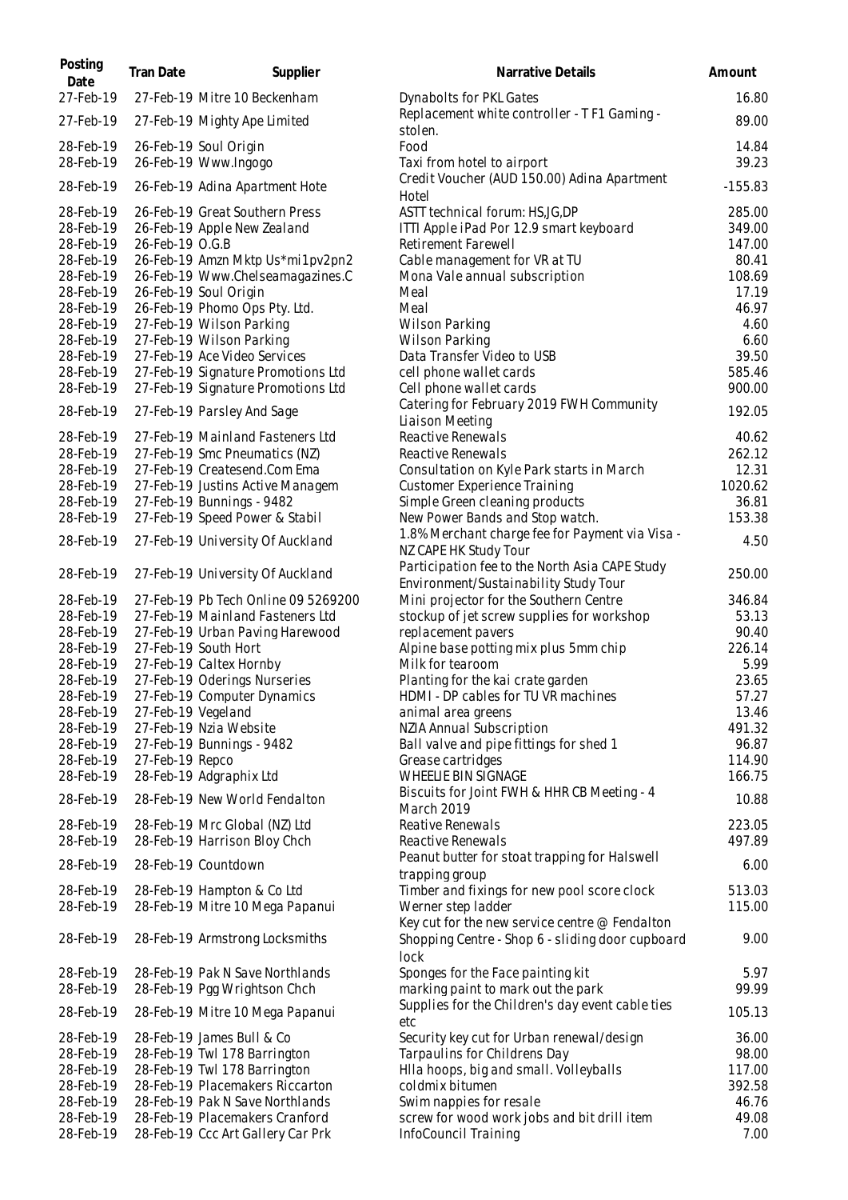| Posting Date | Tran Date | Supplier | Narrative Details | Amount |
|---|---|---|---|---|
| 27-Feb-19 | 27-Feb-19 | Mitre 10 Beckenham | Dynabolts for PKL Gates | 16.80 |
| 27-Feb-19 | 27-Feb-19 | Mighty Ape Limited | Replacement white controller - T F1 Gaming - stolen. | 89.00 |
| 28-Feb-19 | 26-Feb-19 | Soul Origin | Food | 14.84 |
| 28-Feb-19 | 26-Feb-19 | Www.Ingogo | Taxi from hotel to airport | 39.23 |
| 28-Feb-19 | 26-Feb-19 | Adina Apartment Hote | Credit Voucher (AUD 150.00) Adina Apartment Hotel | -155.83 |
| 28-Feb-19 | 26-Feb-19 | Great Southern Press | ASTT technical forum: HS,JG,DP | 285.00 |
| 28-Feb-19 | 26-Feb-19 | Apple New Zealand | ITTI Apple iPad Por 12.9 smart keyboard | 349.00 |
| 28-Feb-19 | 26-Feb-19 | O.G.B | Retirement Farewell | 147.00 |
| 28-Feb-19 | 26-Feb-19 | Amzn Mktp Us*mi1pv2pn2 | Cable management for VR at TU | 80.41 |
| 28-Feb-19 | 26-Feb-19 | Www.Chelseamagazines.C | Mona Vale annual subscription | 108.69 |
| 28-Feb-19 | 26-Feb-19 | Soul Origin | Meal | 17.19 |
| 28-Feb-19 | 26-Feb-19 | Phomo Ops Pty. Ltd. | Meal | 46.97 |
| 28-Feb-19 | 27-Feb-19 | Wilson Parking | Wilson Parking | 4.60 |
| 28-Feb-19 | 27-Feb-19 | Wilson Parking | Wilson Parking | 6.60 |
| 28-Feb-19 | 27-Feb-19 | Ace Video Services | Data Transfer Video to USB | 39.50 |
| 28-Feb-19 | 27-Feb-19 | Signature Promotions Ltd | cell phone wallet cards | 585.46 |
| 28-Feb-19 | 27-Feb-19 | Signature Promotions Ltd | Cell phone wallet cards | 900.00 |
| 28-Feb-19 | 27-Feb-19 | Parsley And Sage | Catering for February 2019 FWH Community Liaison Meeting | 192.05 |
| 28-Feb-19 | 27-Feb-19 | Mainland Fasteners Ltd | Reactive Renewals | 40.62 |
| 28-Feb-19 | 27-Feb-19 | Smc Pneumatics (NZ) | Reactive Renewals | 262.12 |
| 28-Feb-19 | 27-Feb-19 | Createsend.Com Ema | Consultation on Kyle Park starts in March | 12.31 |
| 28-Feb-19 | 27-Feb-19 | Justins Active Managem | Customer Experience Training | 1020.62 |
| 28-Feb-19 | 27-Feb-19 | Bunnings - 9482 | Simple Green cleaning products | 36.81 |
| 28-Feb-19 | 27-Feb-19 | Speed Power & Stabil | New Power Bands and Stop watch. | 153.38 |
| 28-Feb-19 | 27-Feb-19 | University Of Auckland | 1.8% Merchant charge fee for Payment via Visa - NZ CAPE HK Study Tour | 4.50 |
| 28-Feb-19 | 27-Feb-19 | University Of Auckland | Participation fee to the North Asia CAPE Study Environment/Sustainability Study Tour | 250.00 |
| 28-Feb-19 | 27-Feb-19 | Pb Tech Online 09 5269200 | Mini projector for the Southern Centre | 346.84 |
| 28-Feb-19 | 27-Feb-19 | Mainland Fasteners Ltd | stockup of jet screw supplies for workshop | 53.13 |
| 28-Feb-19 | 27-Feb-19 | Urban Paving Harewood | replacement pavers | 90.40 |
| 28-Feb-19 | 27-Feb-19 | South Hort | Alpine base potting mix plus 5mm chip | 226.14 |
| 28-Feb-19 | 27-Feb-19 | Caltex Hornby | Milk for tearoom | 5.99 |
| 28-Feb-19 | 27-Feb-19 | Oderings Nurseries | Planting for the kai crate garden | 23.65 |
| 28-Feb-19 | 27-Feb-19 | Computer Dynamics | HDMI - DP cables for TU VR machines | 57.27 |
| 28-Feb-19 | 27-Feb-19 | Vegeland | animal area greens | 13.46 |
| 28-Feb-19 | 27-Feb-19 | Nzia Website | NZIA Annual Subscription | 491.32 |
| 28-Feb-19 | 27-Feb-19 | Bunnings - 9482 | Ball valve and pipe fittings for shed 1 | 96.87 |
| 28-Feb-19 | 27-Feb-19 | Repco | Grease cartridges | 114.90 |
| 28-Feb-19 | 28-Feb-19 | Adgraphix Ltd | WHEELIE BIN SIGNAGE | 166.75 |
| 28-Feb-19 | 28-Feb-19 | New World Fendalton | Biscuits for Joint FWH & HHR CB Meeting - 4 March 2019 | 10.88 |
| 28-Feb-19 | 28-Feb-19 | Mrc Global (NZ) Ltd | Reative Renewals | 223.05 |
| 28-Feb-19 | 28-Feb-19 | Harrison Bloy Chch | Reactive Renewals | 497.89 |
| 28-Feb-19 | 28-Feb-19 | Countdown | Peanut butter for stoat trapping for Halswell trapping group | 6.00 |
| 28-Feb-19 | 28-Feb-19 | Hampton & Co Ltd | Timber and fixings for new pool score clock | 513.03 |
| 28-Feb-19 | 28-Feb-19 | Mitre 10 Mega Papanui | Werner step ladder | 115.00 |
| 28-Feb-19 | 28-Feb-19 | Armstrong Locksmiths | Key cut for the new service centre @ Fendalton Shopping Centre - Shop 6 - sliding door cupboard lock | 9.00 |
| 28-Feb-19 | 28-Feb-19 | Pak N Save Northlands | Sponges for the Face painting kit | 5.97 |
| 28-Feb-19 | 28-Feb-19 | Pgg Wrightson Chch | marking paint to mark out the park | 99.99 |
| 28-Feb-19 | 28-Feb-19 | Mitre 10 Mega Papanui | Supplies for the Children's day event cable ties etc | 105.13 |
| 28-Feb-19 | 28-Feb-19 | James Bull & Co | Security key cut for Urban renewal/design | 36.00 |
| 28-Feb-19 | 28-Feb-19 | Twl 178 Barrington | Tarpaulins for Childrens Day | 98.00 |
| 28-Feb-19 | 28-Feb-19 | Twl 178 Barrington | Hlla hoops, big and small. Volleyballs | 117.00 |
| 28-Feb-19 | 28-Feb-19 | Placemakers Riccarton | coldmix bitumen | 392.58 |
| 28-Feb-19 | 28-Feb-19 | Pak N Save Northlands | Swim nappies for resale | 46.76 |
| 28-Feb-19 | 28-Feb-19 | Placemakers Cranford | screw for wood work jobs and bit drill item | 49.08 |
| 28-Feb-19 | 28-Feb-19 | Ccc Art Gallery Car Prk | InfoCouncil Training | 7.00 |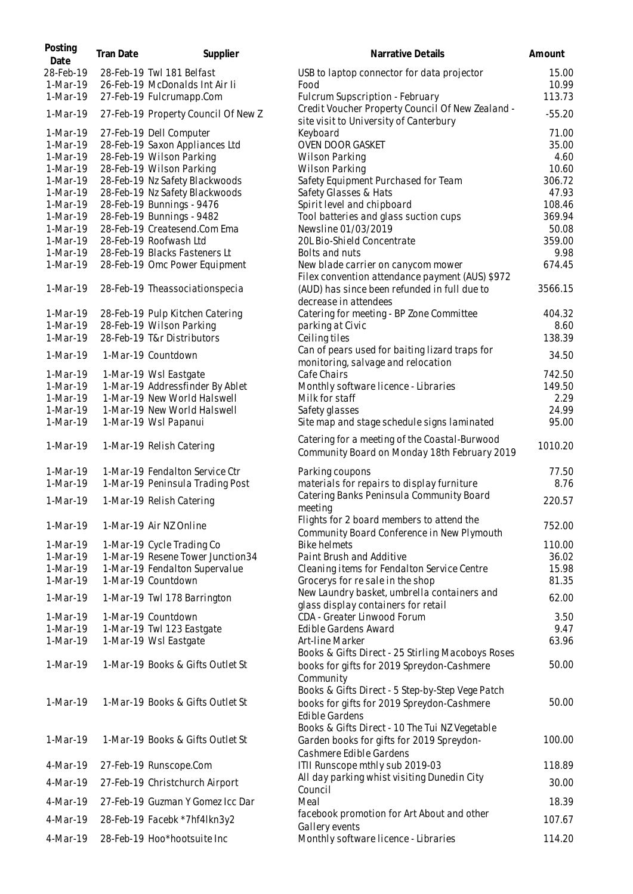| Posting Date | Tran Date | Supplier | Narrative Details | Amount |
|---|---|---|---|---|
| 28-Feb-19 | 28-Feb-19 | Twl 181 Belfast | USB to laptop connector for data projector | 15.00 |
| 1-Mar-19 | 26-Feb-19 | McDonalds Int Air Ii | Food | 10.99 |
| 1-Mar-19 | 27-Feb-19 | Fulcrumapp.Com | Fulcrum Supscription - February | 113.73 |
| 1-Mar-19 | 27-Feb-19 | Property Council Of New Z | Credit Voucher Property Council Of New Zealand - site visit to University of Canterbury | -55.20 |
| 1-Mar-19 | 27-Feb-19 | Dell Computer | Keyboard | 71.00 |
| 1-Mar-19 | 28-Feb-19 | Saxon Appliances Ltd | OVEN DOOR GASKET | 35.00 |
| 1-Mar-19 | 28-Feb-19 | Wilson Parking | Wilson Parking | 4.60 |
| 1-Mar-19 | 28-Feb-19 | Wilson Parking | Wilson Parking | 10.60 |
| 1-Mar-19 | 28-Feb-19 | Nz Safety Blackwoods | Safety Equipment Purchased for Team | 306.72 |
| 1-Mar-19 | 28-Feb-19 | Nz Safety Blackwoods | Safety Glasses & Hats | 47.93 |
| 1-Mar-19 | 28-Feb-19 | Bunnings - 9476 | Spirit level and chipboard | 108.46 |
| 1-Mar-19 | 28-Feb-19 | Bunnings - 9482 | Tool batteries and glass suction cups | 369.94 |
| 1-Mar-19 | 28-Feb-19 | Createsend.Com Ema | Newsline 01/03/2019 | 50.08 |
| 1-Mar-19 | 28-Feb-19 | Roofwash Ltd | 20L Bio-Shield Concentrate | 359.00 |
| 1-Mar-19 | 28-Feb-19 | Blacks Fasteners Lt | Bolts and nuts | 9.98 |
| 1-Mar-19 | 28-Feb-19 | Omc Power Equipment | New blade carrier on canycom mower | 674.45 |
| 1-Mar-19 | 28-Feb-19 | Theassociationspecia | Filex convention attendance payment (AUS) $972 (AUD) has since been refunded in full due to decrease in attendees | 3566.15 |
| 1-Mar-19 | 28-Feb-19 | Pulp Kitchen Catering | Catering for meeting - BP Zone Committee | 404.32 |
| 1-Mar-19 | 28-Feb-19 | Wilson Parking | parking at Civic | 8.60 |
| 1-Mar-19 | 28-Feb-19 | T&r Distributors | Ceiling tiles | 138.39 |
| 1-Mar-19 | 1-Mar-19 | Countdown | Can of pears used for baiting lizard traps for monitoring, salvage and relocation | 34.50 |
| 1-Mar-19 | 1-Mar-19 | Wsl Eastgate | Cafe Chairs | 742.50 |
| 1-Mar-19 | 1-Mar-19 | Addressfinder By Ablet | Monthly software licence - Libraries | 149.50 |
| 1-Mar-19 | 1-Mar-19 | New World Halswell | Milk for staff | 2.29 |
| 1-Mar-19 | 1-Mar-19 | New World Halswell | Safety glasses | 24.99 |
| 1-Mar-19 | 1-Mar-19 | Wsl Papanui | Site map and stage schedule signs laminated | 95.00 |
| 1-Mar-19 | 1-Mar-19 | Relish Catering | Catering for a meeting of the Coastal-Burwood Community Board on Monday 18th February 2019 | 1010.20 |
| 1-Mar-19 | 1-Mar-19 | Fendalton Service Ctr | Parking coupons | 77.50 |
| 1-Mar-19 | 1-Mar-19 | Peninsula Trading Post | materials for repairs to display furniture | 8.76 |
| 1-Mar-19 | 1-Mar-19 | Relish Catering | Catering Banks Peninsula Community Board meeting | 220.57 |
| 1-Mar-19 | 1-Mar-19 | Air NZ Online | Flights for 2 board members to attend the Community Board Conference in New Plymouth | 752.00 |
| 1-Mar-19 | 1-Mar-19 | Cycle Trading Co | Bike helmets | 110.00 |
| 1-Mar-19 | 1-Mar-19 | Resene Tower Junction34 | Paint Brush and Additive | 36.02 |
| 1-Mar-19 | 1-Mar-19 | Fendalton Supervalue | Cleaning items for Fendalton Service Centre | 15.98 |
| 1-Mar-19 | 1-Mar-19 | Countdown | Grocerys for re sale in the shop | 81.35 |
| 1-Mar-19 | 1-Mar-19 | Twl 178 Barrington | New Laundry basket, umbrella containers and glass display containers for retail | 62.00 |
| 1-Mar-19 | 1-Mar-19 | Countdown | CDA - Greater Linwood Forum | 3.50 |
| 1-Mar-19 | 1-Mar-19 | Twl 123 Eastgate | Edible Gardens Award | 9.47 |
| 1-Mar-19 | 1-Mar-19 | Wsl Eastgate | Art-line Marker | 63.96 |
| 1-Mar-19 | 1-Mar-19 | Books & Gifts Outlet St | Books & Gifts Direct - 25 Stirling Macoboys Roses books for gifts for 2019 Spreydon-Cashmere Community | 50.00 |
| 1-Mar-19 | 1-Mar-19 | Books & Gifts Outlet St | Books & Gifts Direct - 5 Step-by-Step Vege Patch books for gifts for 2019 Spreydon-Cashmere Edible Gardens | 50.00 |
| 1-Mar-19 | 1-Mar-19 | Books & Gifts Outlet St | Books & Gifts Direct - 10 The Tui NZ Vegetable Garden books for gifts for 2019 Spreydon-Cashmere Edible Gardens | 100.00 |
| 4-Mar-19 | 27-Feb-19 | Runscope.Com | ITII Runscope mthly sub 2019-03 | 118.89 |
| 4-Mar-19 | 27-Feb-19 | Christchurch Airport | All day parking whist visiting Dunedin City Council | 30.00 |
| 4-Mar-19 | 27-Feb-19 | Guzman Y Gomez Icc Dar | Meal | 18.39 |
| 4-Mar-19 | 28-Feb-19 | Facebk *7hf4lkn3y2 | facebook promotion for Art About and other Gallery events | 107.67 |
| 4-Mar-19 | 28-Feb-19 | Hoo*hootsuite Inc | Monthly software licence - Libraries | 114.20 |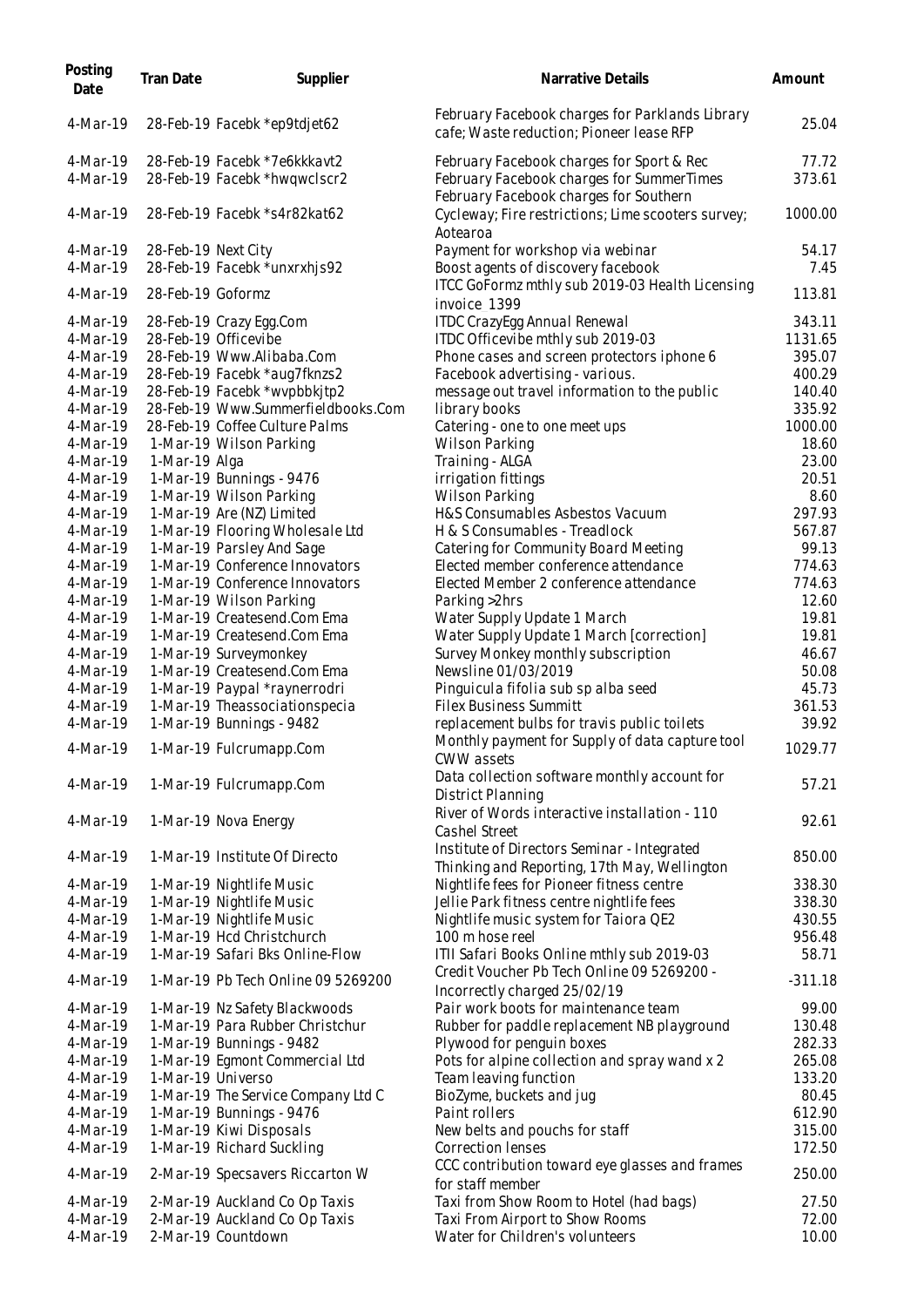| Posting Date | Tran Date | Supplier | Narrative Details | Amount |
|---|---|---|---|---|
| 4-Mar-19 | 28-Feb-19 | Facebk *ep9tdjet62 | February Facebook charges for Parklands Library cafe; Waste reduction; Pioneer lease RFP | 25.04 |
| 4-Mar-19 | 28-Feb-19 | Facebk *7e6kkkavt2 | February Facebook charges for Sport & Rec | 77.72 |
| 4-Mar-19 | 28-Feb-19 | Facebk *hwqwclscr2 | February Facebook charges for SummerTimes | 373.61 |
| 4-Mar-19 | 28-Feb-19 | Facebk *s4r82kat62 | February Facebook charges for Southern Cycleway; Fire restrictions; Lime scooters survey; Aotearoa | 1000.00 |
| 4-Mar-19 | 28-Feb-19 | Next City | Payment for workshop via webinar | 54.17 |
| 4-Mar-19 | 28-Feb-19 | Facebk *unxrxhjs92 | Boost agents of discovery facebook | 7.45 |
| 4-Mar-19 | 28-Feb-19 | Goformz | ITCC GoFormz mthly sub 2019-03 Health Licensing invoice 1399 | 113.81 |
| 4-Mar-19 | 28-Feb-19 | Crazy Egg.Com | ITDC CrazyEgg Annual Renewal | 343.11 |
| 4-Mar-19 | 28-Feb-19 | Officevibe | ITDC Officevibe mthly sub 2019-03 | 1131.65 |
| 4-Mar-19 | 28-Feb-19 | Www.Alibaba.Com | Phone cases and screen protectors iphone 6 | 395.07 |
| 4-Mar-19 | 28-Feb-19 | Facebk *aug7fknzs2 | Facebook advertising - various. | 400.29 |
| 4-Mar-19 | 28-Feb-19 | Facebk *wvpbbkjtp2 | message out travel information to the public | 140.40 |
| 4-Mar-19 | 28-Feb-19 | Www.Summerfieldbooks.Com | library books | 335.92 |
| 4-Mar-19 | 28-Feb-19 | Coffee Culture Palms | Catering - one to one meet ups | 1000.00 |
| 4-Mar-19 | 1-Mar-19 | Wilson Parking | Wilson Parking | 18.60 |
| 4-Mar-19 | 1-Mar-19 | Alga | Training - ALGA | 23.00 |
| 4-Mar-19 | 1-Mar-19 | Bunnings - 9476 | irrigation fittings | 20.51 |
| 4-Mar-19 | 1-Mar-19 | Wilson Parking | Wilson Parking | 8.60 |
| 4-Mar-19 | 1-Mar-19 | Are (NZ) Limited | H&S Consumables Asbestos Vacuum | 297.93 |
| 4-Mar-19 | 1-Mar-19 | Flooring Wholesale Ltd | H & S Consumables - Treadlock | 567.87 |
| 4-Mar-19 | 1-Mar-19 | Parsley And Sage | Catering for Community Board Meeting | 99.13 |
| 4-Mar-19 | 1-Mar-19 | Conference Innovators | Elected member conference attendance | 774.63 |
| 4-Mar-19 | 1-Mar-19 | Conference Innovators | Elected Member 2 conference attendance | 774.63 |
| 4-Mar-19 | 1-Mar-19 | Wilson Parking | Parking >2hrs | 12.60 |
| 4-Mar-19 | 1-Mar-19 | Createsend.Com Ema | Water Supply Update 1 March | 19.81 |
| 4-Mar-19 | 1-Mar-19 | Createsend.Com Ema | Water Supply Update 1 March [correction] | 19.81 |
| 4-Mar-19 | 1-Mar-19 | Surveymonkey | Survey Monkey monthly subscription | 46.67 |
| 4-Mar-19 | 1-Mar-19 | Createsend.Com Ema | Newsline 01/03/2019 | 50.08 |
| 4-Mar-19 | 1-Mar-19 | Paypal *raynerrodri | Pinguicula fifolia sub sp alba seed | 45.73 |
| 4-Mar-19 | 1-Mar-19 | Theassociationspecia | Filex Business Summitt | 361.53 |
| 4-Mar-19 | 1-Mar-19 | Bunnings - 9482 | replacement bulbs for travis public toilets | 39.92 |
| 4-Mar-19 | 1-Mar-19 | Fulcrumapp.Com | Monthly payment for Supply of data capture tool CWW assets | 1029.77 |
| 4-Mar-19 | 1-Mar-19 | Fulcrumapp.Com | Data collection software monthly account for District Planning | 57.21 |
| 4-Mar-19 | 1-Mar-19 | Nova Energy | River of Words interactive installation - 110 Cashel Street | 92.61 |
| 4-Mar-19 | 1-Mar-19 | Institute Of Directo | Institute of Directors Seminar - Integrated Thinking and Reporting, 17th May, Wellington | 850.00 |
| 4-Mar-19 | 1-Mar-19 | Nightlife Music | Nightlife fees for Pioneer fitness centre | 338.30 |
| 4-Mar-19 | 1-Mar-19 | Nightlife Music | Jellie Park fitness centre nightlife fees | 338.30 |
| 4-Mar-19 | 1-Mar-19 | Nightlife Music | Nightlife music system for Taiora QE2 | 430.55 |
| 4-Mar-19 | 1-Mar-19 | Hcd Christchurch | 100 m hose reel | 956.48 |
| 4-Mar-19 | 1-Mar-19 | Safari Bks Online-Flow | ITII Safari Books Online mthly sub 2019-03 | 58.71 |
| 4-Mar-19 | 1-Mar-19 | Pb Tech Online 09 5269200 | Credit Voucher Pb Tech Online 09 5269200 - Incorrectly charged 25/02/19 | -311.18 |
| 4-Mar-19 | 1-Mar-19 | Nz Safety Blackwoods | Pair work boots for maintenance team | 99.00 |
| 4-Mar-19 | 1-Mar-19 | Para Rubber Christchur | Rubber for paddle replacement NB playground | 130.48 |
| 4-Mar-19 | 1-Mar-19 | Bunnings - 9482 | Plywood for penguin boxes | 282.33 |
| 4-Mar-19 | 1-Mar-19 | Egmont Commercial Ltd | Pots for alpine collection and spray wand x 2 | 265.08 |
| 4-Mar-19 | 1-Mar-19 | Universo | Team leaving function | 133.20 |
| 4-Mar-19 | 1-Mar-19 | The Service Company Ltd C | BioZyme, buckets and jug | 80.45 |
| 4-Mar-19 | 1-Mar-19 | Bunnings - 9476 | Paint rollers | 612.90 |
| 4-Mar-19 | 1-Mar-19 | Kiwi Disposals | New belts and pouchs for staff | 315.00 |
| 4-Mar-19 | 1-Mar-19 | Richard Suckling | Correction lenses | 172.50 |
| 4-Mar-19 | 2-Mar-19 | Specsavers Riccarton W | CCC contribution toward eye glasses and frames for staff member | 250.00 |
| 4-Mar-19 | 2-Mar-19 | Auckland Co Op Taxis | Taxi from Show Room to Hotel (had bags) | 27.50 |
| 4-Mar-19 | 2-Mar-19 | Auckland Co Op Taxis | Taxi From Airport to Show Rooms | 72.00 |
| 4-Mar-19 | 2-Mar-19 | Countdown | Water for Children's volunteers | 10.00 |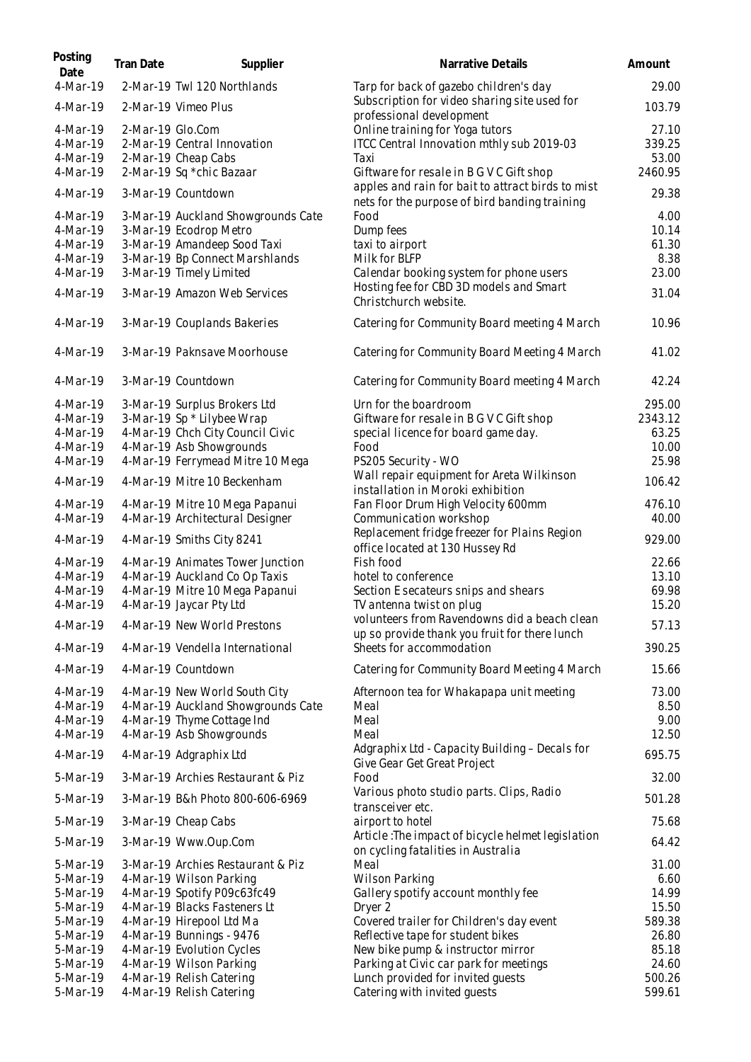| Posting Date | Tran Date | Supplier | Narrative Details | Amount |
|---|---|---|---|---|
| 4-Mar-19 | 2-Mar-19 | Twl 120 Northlands | Tarp for back of gazebo children's day | 29.00 |
| 4-Mar-19 | 2-Mar-19 | Vimeo Plus | Subscription for video sharing site used for professional development | 103.79 |
| 4-Mar-19 | 2-Mar-19 | Glo.Com | Online training for Yoga tutors | 27.10 |
| 4-Mar-19 | 2-Mar-19 | Central Innovation | ITCC Central Innovation mthly sub 2019-03 | 339.25 |
| 4-Mar-19 | 2-Mar-19 | Cheap Cabs | Taxi | 53.00 |
| 4-Mar-19 | 2-Mar-19 | Sq *chic Bazaar | Giftware for resale in B G V C Gift shop | 2460.95 |
| 4-Mar-19 | 3-Mar-19 | Countdown | apples and rain for bait to attract birds to mist nets for the purpose of bird banding training | 29.38 |
| 4-Mar-19 | 3-Mar-19 | Auckland Showgrounds Cate | Food | 4.00 |
| 4-Mar-19 | 3-Mar-19 | Ecodrop Metro | Dump fees | 10.14 |
| 4-Mar-19 | 3-Mar-19 | Amandeep Sood Taxi | taxi to airport | 61.30 |
| 4-Mar-19 | 3-Mar-19 | Bp Connect Marshlands | Milk for BLFP | 8.38 |
| 4-Mar-19 | 3-Mar-19 | Timely Limited | Calendar booking system for phone users | 23.00 |
| 4-Mar-19 | 3-Mar-19 | Amazon Web Services | Hosting fee for CBD 3D models and Smart Christchurch website. | 31.04 |
| 4-Mar-19 | 3-Mar-19 | Couplands Bakeries | Catering for Community Board meeting 4 March | 10.96 |
| 4-Mar-19 | 3-Mar-19 | Paknsave Moorhouse | Catering for Community Board Meeting 4 March | 41.02 |
| 4-Mar-19 | 3-Mar-19 | Countdown | Catering for Community Board meeting 4 March | 42.24 |
| 4-Mar-19 | 3-Mar-19 | Surplus Brokers Ltd | Urn for the boardroom | 295.00 |
| 4-Mar-19 | 3-Mar-19 | Sp * Lilybee Wrap | Giftware for resale in B G V C Gift shop | 2343.12 |
| 4-Mar-19 | 4-Mar-19 | Chch City Council Civic | special licence for board game day. | 63.25 |
| 4-Mar-19 | 4-Mar-19 | Asb Showgrounds | Food | 10.00 |
| 4-Mar-19 | 4-Mar-19 | Ferrymead Mitre 10 Mega | PS205 Security - WO | 25.98 |
| 4-Mar-19 | 4-Mar-19 | Mitre 10 Beckenham | Wall repair equipment for Areta Wilkinson installation in Moroki exhibition | 106.42 |
| 4-Mar-19 | 4-Mar-19 | Mitre 10 Mega Papanui | Fan Floor Drum High Velocity 600mm | 476.10 |
| 4-Mar-19 | 4-Mar-19 | Architectural Designer | Communication workshop | 40.00 |
| 4-Mar-19 | 4-Mar-19 | Smiths City 8241 | Replacement fridge freezer for Plains Region office located at 130 Hussey Rd | 929.00 |
| 4-Mar-19 | 4-Mar-19 | Animates Tower Junction | Fish food | 22.66 |
| 4-Mar-19 | 4-Mar-19 | Auckland Co Op Taxis | hotel to conference | 13.10 |
| 4-Mar-19 | 4-Mar-19 | Mitre 10 Mega Papanui | Section E secateurs snips and shears | 69.98 |
| 4-Mar-19 | 4-Mar-19 | Jaycar Pty Ltd | TV antenna twist on plug | 15.20 |
| 4-Mar-19 | 4-Mar-19 | New World Prestons | volunteers from Ravendowns did a beach clean up so provide thank you fruit for there lunch | 57.13 |
| 4-Mar-19 | 4-Mar-19 | Vendella International | Sheets for accommodation | 390.25 |
| 4-Mar-19 | 4-Mar-19 | Countdown | Catering for Community Board Meeting 4 March | 15.66 |
| 4-Mar-19 | 4-Mar-19 | New World South City | Afternoon tea for Whakapapa unit meeting | 73.00 |
| 4-Mar-19 | 4-Mar-19 | Auckland Showgrounds Cate | Meal | 8.50 |
| 4-Mar-19 | 4-Mar-19 | Thyme Cottage Ind | Meal | 9.00 |
| 4-Mar-19 | 4-Mar-19 | Asb Showgrounds | Meal | 12.50 |
| 4-Mar-19 | 4-Mar-19 | Adgraphix Ltd | Adgraphix Ltd - Capacity Building – Decals for Give Gear Get Great Project | 695.75 |
| 5-Mar-19 | 3-Mar-19 | Archies Restaurant & Piz | Food | 32.00 |
| 5-Mar-19 | 3-Mar-19 | B&h Photo 800-606-6969 | Various photo studio parts. Clips, Radio transceiver etc. | 501.28 |
| 5-Mar-19 | 3-Mar-19 | Cheap Cabs | airport to hotel | 75.68 |
| 5-Mar-19 | 3-Mar-19 | Www.Oup.Com | Article :The impact of bicycle helmet legislation on cycling fatalities in Australia | 64.42 |
| 5-Mar-19 | 3-Mar-19 | Archies Restaurant & Piz | Meal | 31.00 |
| 5-Mar-19 | 4-Mar-19 | Wilson Parking | Wilson Parking | 6.60 |
| 5-Mar-19 | 4-Mar-19 | Spotify P09c63fc49 | Gallery spotify account monthly fee | 14.99 |
| 5-Mar-19 | 4-Mar-19 | Blacks Fasteners Lt | Dryer 2 | 15.50 |
| 5-Mar-19 | 4-Mar-19 | Hirepool Ltd Ma | Covered trailer for Children's day event | 589.38 |
| 5-Mar-19 | 4-Mar-19 | Bunnings - 9476 | Reflective tape for student bikes | 26.80 |
| 5-Mar-19 | 4-Mar-19 | Evolution Cycles | New bike pump & instructor mirror | 85.18 |
| 5-Mar-19 | 4-Mar-19 | Wilson Parking | Parking at Civic car park for meetings | 24.60 |
| 5-Mar-19 | 4-Mar-19 | Relish Catering | Lunch provided for invited guests | 500.26 |
| 5-Mar-19 | 4-Mar-19 | Relish Catering | Catering with invited guests | 599.61 |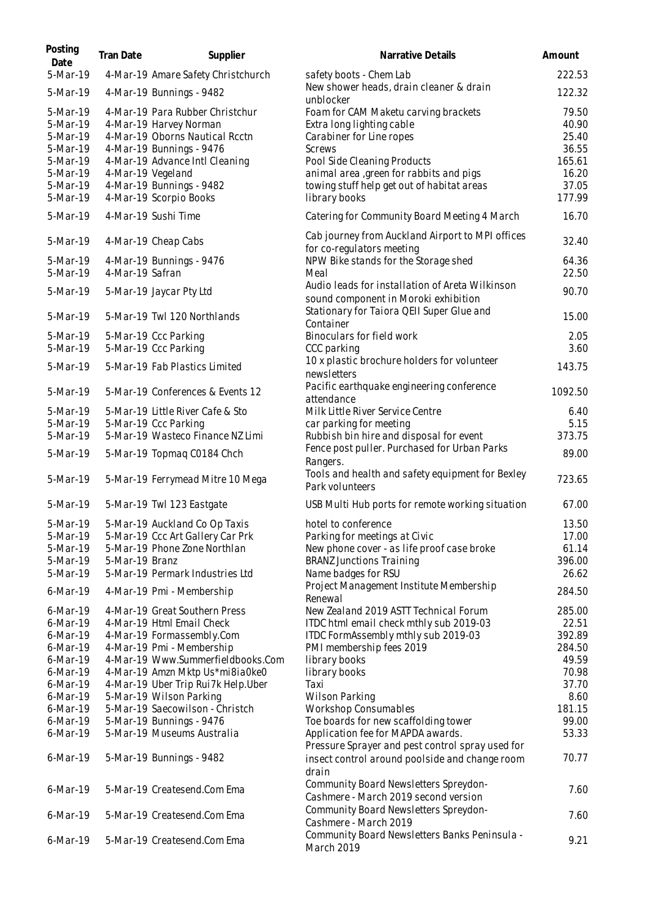| Posting Date | Tran Date | Supplier | Narrative Details | Amount |
|---|---|---|---|---|
| 5-Mar-19 | 4-Mar-19 | Amare Safety Christchurch | safety boots - Chem Lab | 222.53 |
| 5-Mar-19 | 4-Mar-19 | Bunnings - 9482 | New shower heads, drain cleaner & drain unblocker | 122.32 |
| 5-Mar-19 | 4-Mar-19 | Para Rubber Christchur | Foam for CAM Maketu carving brackets | 79.50 |
| 5-Mar-19 | 4-Mar-19 | Harvey Norman | Extra long lighting cable | 40.90 |
| 5-Mar-19 | 4-Mar-19 | Oborns Nautical Rcctn | Carabiner for Line ropes | 25.40 |
| 5-Mar-19 | 4-Mar-19 | Bunnings - 9476 | Screws | 36.55 |
| 5-Mar-19 | 4-Mar-19 | Advance Intl Cleaning | Pool Side Cleaning Products | 165.61 |
| 5-Mar-19 | 4-Mar-19 | Vegeland | animal area ,green for rabbits and pigs | 16.20 |
| 5-Mar-19 | 4-Mar-19 | Bunnings - 9482 | towing stuff help get out of habitat areas | 37.05 |
| 5-Mar-19 | 4-Mar-19 | Scorpio Books | library books | 177.99 |
| 5-Mar-19 | 4-Mar-19 | Sushi Time | Catering for Community Board Meeting 4 March | 16.70 |
| 5-Mar-19 | 4-Mar-19 | Cheap Cabs | Cab journey from Auckland Airport to MPI offices for co-regulators meeting | 32.40 |
| 5-Mar-19 | 4-Mar-19 | Bunnings - 9476 | NPW Bike stands for the Storage shed | 64.36 |
| 5-Mar-19 | 4-Mar-19 | Safran | Meal | 22.50 |
| 5-Mar-19 | 5-Mar-19 | Jaycar Pty Ltd | Audio leads for installation of Areta Wilkinson sound component in Moroki exhibition | 90.70 |
| 5-Mar-19 | 5-Mar-19 | Twl 120 Northlands | Stationary for Taiora QEII Super Glue and Container | 15.00 |
| 5-Mar-19 | 5-Mar-19 | Ccc Parking | Binoculars for field work | 2.05 |
| 5-Mar-19 | 5-Mar-19 | Ccc Parking | CCC parking | 3.60 |
| 5-Mar-19 | 5-Mar-19 | Fab Plastics Limited | 10 x plastic brochure holders for volunteer newsletters | 143.75 |
| 5-Mar-19 | 5-Mar-19 | Conferences & Events 12 | Pacific earthquake engineering conference attendance | 1092.50 |
| 5-Mar-19 | 5-Mar-19 | Little River Cafe & Sto | Milk Little River Service Centre | 6.40 |
| 5-Mar-19 | 5-Mar-19 | Ccc Parking | car parking for meeting | 5.15 |
| 5-Mar-19 | 5-Mar-19 | Wasteco Finance NZ Limi | Rubbish bin hire and disposal for event | 373.75 |
| 5-Mar-19 | 5-Mar-19 | Topmaq C0184 Chch | Fence post puller. Purchased for Urban Parks Rangers. | 89.00 |
| 5-Mar-19 | 5-Mar-19 | Ferrymead Mitre 10 Mega | Tools and health and safety equipment for Bexley Park volunteers | 723.65 |
| 5-Mar-19 | 5-Mar-19 | Twl 123 Eastgate | USB Multi Hub ports for remote working situation | 67.00 |
| 5-Mar-19 | 5-Mar-19 | Auckland Co Op Taxis | hotel to conference | 13.50 |
| 5-Mar-19 | 5-Mar-19 | Ccc Art Gallery Car Prk | Parking for meetings at Civic | 17.00 |
| 5-Mar-19 | 5-Mar-19 | Phone Zone Northlan | New phone cover - as life proof case broke | 61.14 |
| 5-Mar-19 | 5-Mar-19 | Branz | BRANZ Junctions Training | 396.00 |
| 5-Mar-19 | 5-Mar-19 | Permark Industries Ltd | Name badges for RSU | 26.62 |
| 6-Mar-19 | 4-Mar-19 | Pmi - Membership | Project Management Institute Membership Renewal | 284.50 |
| 6-Mar-19 | 4-Mar-19 | Great Southern Press | New Zealand 2019 ASTT Technical Forum | 285.00 |
| 6-Mar-19 | 4-Mar-19 | Html Email Check | ITDC html email check mthly sub 2019-03 | 22.51 |
| 6-Mar-19 | 4-Mar-19 | Formassembly.Com | ITDC FormAssembly mthly sub 2019-03 | 392.89 |
| 6-Mar-19 | 4-Mar-19 | Pmi - Membership | PMI membership fees 2019 | 284.50 |
| 6-Mar-19 | 4-Mar-19 | Www.Summerfieldbooks.Com | library books | 49.59 |
| 6-Mar-19 | 4-Mar-19 | Amzn Mktp Us*mi8ia0ke0 | library books | 70.98 |
| 6-Mar-19 | 4-Mar-19 | Uber Trip Rui7k Help.Uber | Taxi | 37.70 |
| 6-Mar-19 | 5-Mar-19 | Wilson Parking | Wilson Parking | 8.60 |
| 6-Mar-19 | 5-Mar-19 | Saecowilson - Christch | Workshop Consumables | 181.15 |
| 6-Mar-19 | 5-Mar-19 | Bunnings - 9476 | Toe boards for new scaffolding tower | 99.00 |
| 6-Mar-19 | 5-Mar-19 | Museums Australia | Application fee for MAPDA awards. | 53.33 |
| 6-Mar-19 | 5-Mar-19 | Bunnings - 9482 | Pressure Sprayer and pest control spray used for insect control around poolside and change room drain | 70.77 |
| 6-Mar-19 | 5-Mar-19 | Createsend.Com Ema | Community Board Newsletters Spreydon-Cashmere - March 2019 second version | 7.60 |
| 6-Mar-19 | 5-Mar-19 | Createsend.Com Ema | Community Board Newsletters Spreydon-Cashmere - March 2019 | 7.60 |
| 6-Mar-19 | 5-Mar-19 | Createsend.Com Ema | Community Board Newsletters Banks Peninsula - March 2019 | 9.21 |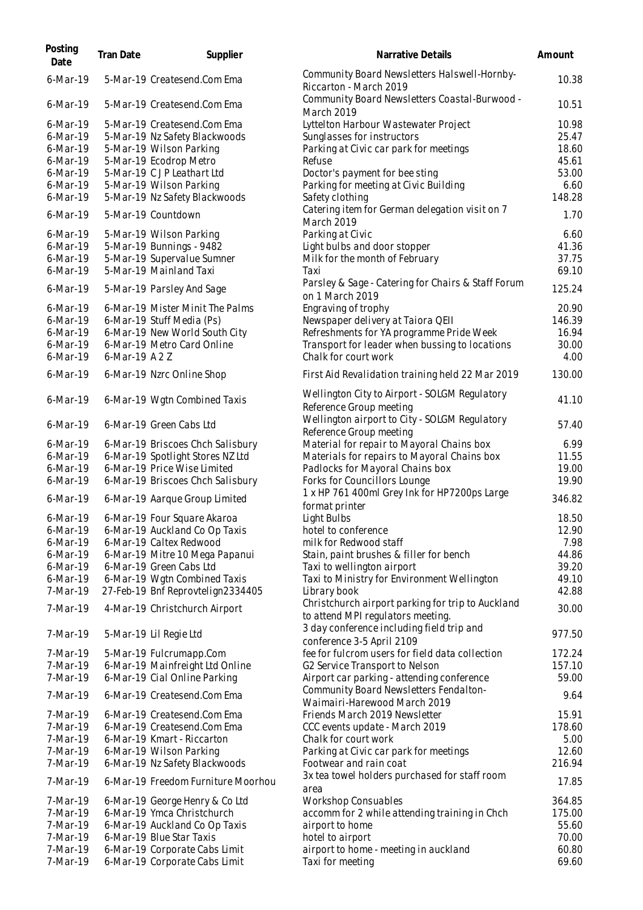| Posting Date | Tran Date | Supplier | Narrative Details | Amount |
|---|---|---|---|---|
| 6-Mar-19 | 5-Mar-19 | Createsend.Com Ema | Community Board Newsletters Halswell-Hornby-Riccarton - March 2019 | 10.38 |
| 6-Mar-19 | 5-Mar-19 | Createsend.Com Ema | Community Board Newsletters Coastal-Burwood - March 2019 | 10.51 |
| 6-Mar-19 | 5-Mar-19 | Createsend.Com Ema | Lyttelton Harbour Wastewater Project | 10.98 |
| 6-Mar-19 | 5-Mar-19 | Nz Safety Blackwoods | Sunglasses for instructors | 25.47 |
| 6-Mar-19 | 5-Mar-19 | Wilson Parking | Parking at Civic car park for meetings | 18.60 |
| 6-Mar-19 | 5-Mar-19 | Ecodrop Metro | Refuse | 45.61 |
| 6-Mar-19 | 5-Mar-19 | C J P Leathart Ltd | Doctor's payment for bee sting | 53.00 |
| 6-Mar-19 | 5-Mar-19 | Wilson Parking | Parking for meeting at Civic Building | 6.60 |
| 6-Mar-19 | 5-Mar-19 | Nz Safety Blackwoods | Safety clothing | 148.28 |
| 6-Mar-19 | 5-Mar-19 | Countdown | Catering item for German delegation visit on 7 March 2019 | 1.70 |
| 6-Mar-19 | 5-Mar-19 | Wilson Parking | Parking at Civic | 6.60 |
| 6-Mar-19 | 5-Mar-19 | Bunnings - 9482 | Light bulbs and door stopper | 41.36 |
| 6-Mar-19 | 5-Mar-19 | Supervalue Sumner | Milk for the month of February | 37.75 |
| 6-Mar-19 | 5-Mar-19 | Mainland Taxi | Taxi | 69.10 |
| 6-Mar-19 | 5-Mar-19 | Parsley And Sage | Parsley & Sage - Catering for Chairs & Staff Forum on 1 March 2019 | 125.24 |
| 6-Mar-19 | 6-Mar-19 | Mister Minit The Palms | Engraving of trophy | 20.90 |
| 6-Mar-19 | 6-Mar-19 | Stuff Media (Ps) | Newspaper delivery at Taiora QEII | 146.39 |
| 6-Mar-19 | 6-Mar-19 | New World South City | Refreshments for YA programme Pride Week | 16.94 |
| 6-Mar-19 | 6-Mar-19 | Metro Card Online | Transport for leader when bussing to locations | 30.00 |
| 6-Mar-19 | 6-Mar-19 | A 2 Z | Chalk for court work | 4.00 |
| 6-Mar-19 | 6-Mar-19 | Nzrc Online Shop | First Aid Revalidation training held 22 Mar 2019 | 130.00 |
| 6-Mar-19 | 6-Mar-19 | Wgtn Combined Taxis | Wellington City to Airport - SOLGM Regulatory Reference Group meeting | 41.10 |
| 6-Mar-19 | 6-Mar-19 | Green Cabs Ltd | Wellington airport to City - SOLGM Regulatory Reference Group meeting | 57.40 |
| 6-Mar-19 | 6-Mar-19 | Briscoes Chch Salisbury | Material for repair to Mayoral Chains box | 6.99 |
| 6-Mar-19 | 6-Mar-19 | Spotlight Stores NZ Ltd | Materials for repairs to Mayoral Chains box | 11.55 |
| 6-Mar-19 | 6-Mar-19 | Price Wise Limited | Padlocks for Mayoral Chains box | 19.00 |
| 6-Mar-19 | 6-Mar-19 | Briscoes Chch Salisbury | Forks for Councillors Lounge | 19.90 |
| 6-Mar-19 | 6-Mar-19 | Aarque Group Limited | 1 x HP 761 400ml Grey Ink for HP7200ps Large format printer | 346.82 |
| 6-Mar-19 | 6-Mar-19 | Four Square Akaroa | Light Bulbs | 18.50 |
| 6-Mar-19 | 6-Mar-19 | Auckland Co Op Taxis | hotel to conference | 12.90 |
| 6-Mar-19 | 6-Mar-19 | Caltex Redwood | milk for Redwood staff | 7.98 |
| 6-Mar-19 | 6-Mar-19 | Mitre 10 Mega Papanui | Stain, paint brushes & filler for bench | 44.86 |
| 6-Mar-19 | 6-Mar-19 | Green Cabs Ltd | Taxi to wellington airport | 39.20 |
| 6-Mar-19 | 6-Mar-19 | Wgtn Combined Taxis | Taxi to Ministry for Environment Wellington | 49.10 |
| 7-Mar-19 | 27-Feb-19 | Bnf Reprovtelign2334405 | Library book | 42.88 |
| 7-Mar-19 | 4-Mar-19 | Christchurch Airport | Christchurch airport parking for trip to Auckland to attend MPI regulators meeting. | 30.00 |
| 7-Mar-19 | 5-Mar-19 | Lil Regie Ltd | 3 day conference including field trip and conference 3-5 April 2109 | 977.50 |
| 7-Mar-19 | 5-Mar-19 | Fulcrumapp.Com | fee for fulcrom users for field data collection | 172.24 |
| 7-Mar-19 | 6-Mar-19 | Mainfreight Ltd Online | G2 Service Transport to Nelson | 157.10 |
| 7-Mar-19 | 6-Mar-19 | Cial Online Parking | Airport car parking - attending conference | 59.00 |
| 7-Mar-19 | 6-Mar-19 | Createsend.Com Ema | Community Board Newsletters Fendalton-Waimairi-Harewood March 2019 | 9.64 |
| 7-Mar-19 | 6-Mar-19 | Createsend.Com Ema | Friends March 2019 Newsletter | 15.91 |
| 7-Mar-19 | 6-Mar-19 | Createsend.Com Ema | CCC events update - March 2019 | 178.60 |
| 7-Mar-19 | 6-Mar-19 | Kmart - Riccarton | Chalk for court work | 5.00 |
| 7-Mar-19 | 6-Mar-19 | Wilson Parking | Parking at Civic car park for meetings | 12.60 |
| 7-Mar-19 | 6-Mar-19 | Nz Safety Blackwoods | Footwear and rain coat | 216.94 |
| 7-Mar-19 | 6-Mar-19 | Freedom Furniture Moorhou | 3x tea towel holders purchased for staff room area | 17.85 |
| 7-Mar-19 | 6-Mar-19 | George Henry & Co Ltd | Workshop Consuables | 364.85 |
| 7-Mar-19 | 6-Mar-19 | Ymca Christchurch | accomm for 2 while attending training in Chch | 175.00 |
| 7-Mar-19 | 6-Mar-19 | Auckland Co Op Taxis | airport to home | 55.60 |
| 7-Mar-19 | 6-Mar-19 | Blue Star Taxis | hotel to airport | 70.00 |
| 7-Mar-19 | 6-Mar-19 | Corporate Cabs Limit | airport to home - meeting in auckland | 60.80 |
| 7-Mar-19 | 6-Mar-19 | Corporate Cabs Limit | Taxi for meeting | 69.60 |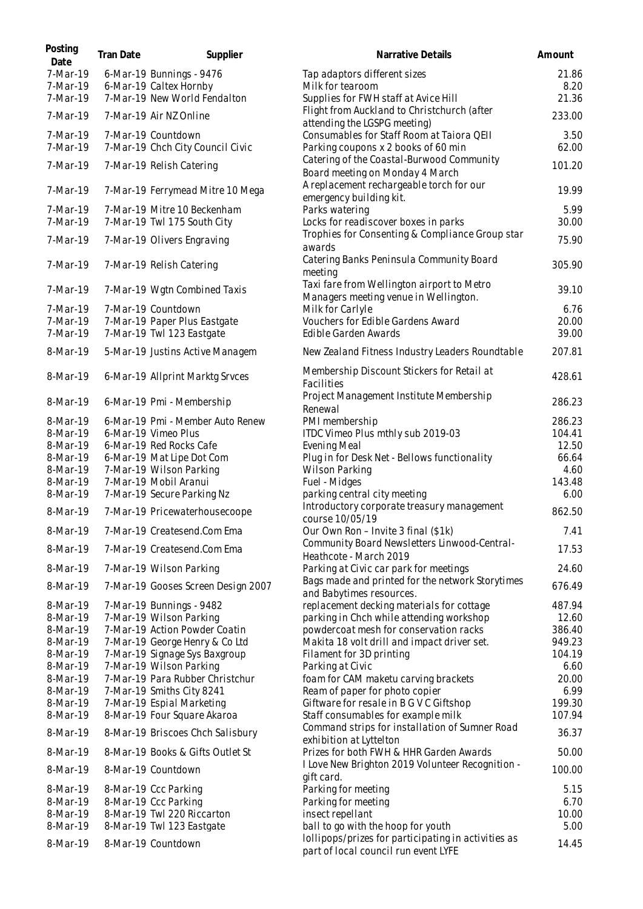| Posting Date | Tran Date | Supplier | Narrative Details | Amount |
|---|---|---|---|---|
| 7-Mar-19 | 6-Mar-19 | Bunnings - 9476 | Tap adaptors different sizes | 21.86 |
| 7-Mar-19 | 6-Mar-19 | Caltex Hornby | Milk for tearoom | 8.20 |
| 7-Mar-19 | 7-Mar-19 | New World Fendalton | Supplies for FWH staff at Avice Hill | 21.36 |
| 7-Mar-19 | 7-Mar-19 | Air NZ Online | Flight from Auckland to Christchurch (after attending the LGSPG meeting) | 233.00 |
| 7-Mar-19 | 7-Mar-19 | Countdown | Consumables for Staff Room at Taiora QEII | 3.50 |
| 7-Mar-19 | 7-Mar-19 | Chch City Council Civic | Parking coupons x 2 books of 60 min | 62.00 |
| 7-Mar-19 | 7-Mar-19 | Relish Catering | Catering of the Coastal-Burwood Community Board meeting on Monday 4 March | 101.20 |
| 7-Mar-19 | 7-Mar-19 | Ferrymead Mitre 10 Mega | A replacement rechargeable torch for our emergency building kit. | 19.99 |
| 7-Mar-19 | 7-Mar-19 | Mitre 10 Beckenham | Parks watering | 5.99 |
| 7-Mar-19 | 7-Mar-19 | Twl 175 South City | Locks for readiscover boxes in parks | 30.00 |
| 7-Mar-19 | 7-Mar-19 | Olivers Engraving | Trophies for Consenting & Compliance Group star awards | 75.90 |
| 7-Mar-19 | 7-Mar-19 | Relish Catering | Catering Banks Peninsula Community Board meeting | 305.90 |
| 7-Mar-19 | 7-Mar-19 | Wgtn Combined Taxis | Taxi fare from Wellington airport to Metro Managers meeting venue in Wellington. | 39.10 |
| 7-Mar-19 | 7-Mar-19 | Countdown | Milk for Carlyle | 6.76 |
| 7-Mar-19 | 7-Mar-19 | Paper Plus Eastgate | Vouchers for Edible Gardens Award | 20.00 |
| 7-Mar-19 | 7-Mar-19 | Twl 123 Eastgate | Edible Garden Awards | 39.00 |
| 8-Mar-19 | 5-Mar-19 | Justins Active Managem | New Zealand Fitness Industry Leaders Roundtable | 207.81 |
| 8-Mar-19 | 6-Mar-19 | Allprint Marktg Srvces | Membership Discount Stickers for Retail at Facilities | 428.61 |
| 8-Mar-19 | 6-Mar-19 | Pmi - Membership | Project Management Institute Membership Renewal | 286.23 |
| 8-Mar-19 | 6-Mar-19 | Pmi - Member Auto Renew | PMI membership | 286.23 |
| 8-Mar-19 | 6-Mar-19 | Vimeo Plus | ITDC Vimeo Plus mthly sub 2019-03 | 104.41 |
| 8-Mar-19 | 6-Mar-19 | Red Rocks Cafe | Evening Meal | 12.50 |
| 8-Mar-19 | 6-Mar-19 | Mat Lipe Dot Com | Plug in for Desk Net - Bellows functionality | 66.64 |
| 8-Mar-19 | 7-Mar-19 | Wilson Parking | Wilson Parking | 4.60 |
| 8-Mar-19 | 7-Mar-19 | Mobil Aranui | Fuel - Midges | 143.48 |
| 8-Mar-19 | 7-Mar-19 | Secure Parking Nz | parking central city meeting | 6.00 |
| 8-Mar-19 | 7-Mar-19 | Pricewaterhousecoope | Introductory corporate treasury management course 10/05/19 | 862.50 |
| 8-Mar-19 | 7-Mar-19 | Createsend.Com Ema | Our Own Ron – Invite 3 final ($1k) | 7.41 |
| 8-Mar-19 | 7-Mar-19 | Createsend.Com Ema | Community Board Newsletters Linwood-Central-Heathcote - March 2019 | 17.53 |
| 8-Mar-19 | 7-Mar-19 | Wilson Parking | Parking at Civic car park for meetings | 24.60 |
| 8-Mar-19 | 7-Mar-19 | Gooses Screen Design 2007 | Bags made and printed for the network Storytimes and Babytimes resources. | 676.49 |
| 8-Mar-19 | 7-Mar-19 | Bunnings - 9482 | replacement decking materials for cottage | 487.94 |
| 8-Mar-19 | 7-Mar-19 | Wilson Parking | parking in Chch while attending workshop | 12.60 |
| 8-Mar-19 | 7-Mar-19 | Action Powder Coatin | powdercoat mesh for conservation racks | 386.40 |
| 8-Mar-19 | 7-Mar-19 | George Henry & Co Ltd | Makita 18 volt drill and impact driver set. | 949.23 |
| 8-Mar-19 | 7-Mar-19 | Signage Sys Baxgroup | Filament for 3D printing | 104.19 |
| 8-Mar-19 | 7-Mar-19 | Wilson Parking | Parking at Civic | 6.60 |
| 8-Mar-19 | 7-Mar-19 | Para Rubber Christchur | foam for CAM maketu carving brackets | 20.00 |
| 8-Mar-19 | 7-Mar-19 | Smiths City 8241 | Ream of paper for photo copier | 6.99 |
| 8-Mar-19 | 7-Mar-19 | Espial Marketing | Giftware for resale in B G V C Giftshop | 199.30 |
| 8-Mar-19 | 8-Mar-19 | Four Square Akaroa | Staff consumables for example milk | 107.94 |
| 8-Mar-19 | 8-Mar-19 | Briscoes Chch Salisbury | Command strips for installation of Sumner Road exhibition at Lyttelton | 36.37 |
| 8-Mar-19 | 8-Mar-19 | Books & Gifts Outlet St | Prizes for both FWH & HHR Garden Awards | 50.00 |
| 8-Mar-19 | 8-Mar-19 | Countdown | I Love New Brighton 2019 Volunteer Recognition - gift card. | 100.00 |
| 8-Mar-19 | 8-Mar-19 | Ccc Parking | Parking for meeting | 5.15 |
| 8-Mar-19 | 8-Mar-19 | Ccc Parking | Parking for meeting | 6.70 |
| 8-Mar-19 | 8-Mar-19 | Twl 220 Riccarton | insect repellant | 10.00 |
| 8-Mar-19 | 8-Mar-19 | Twl 123 Eastgate | ball to go with the hoop for youth | 5.00 |
| 8-Mar-19 | 8-Mar-19 | Countdown | lollipops/prizes for participating in activities as part of local council run event LYFE | 14.45 |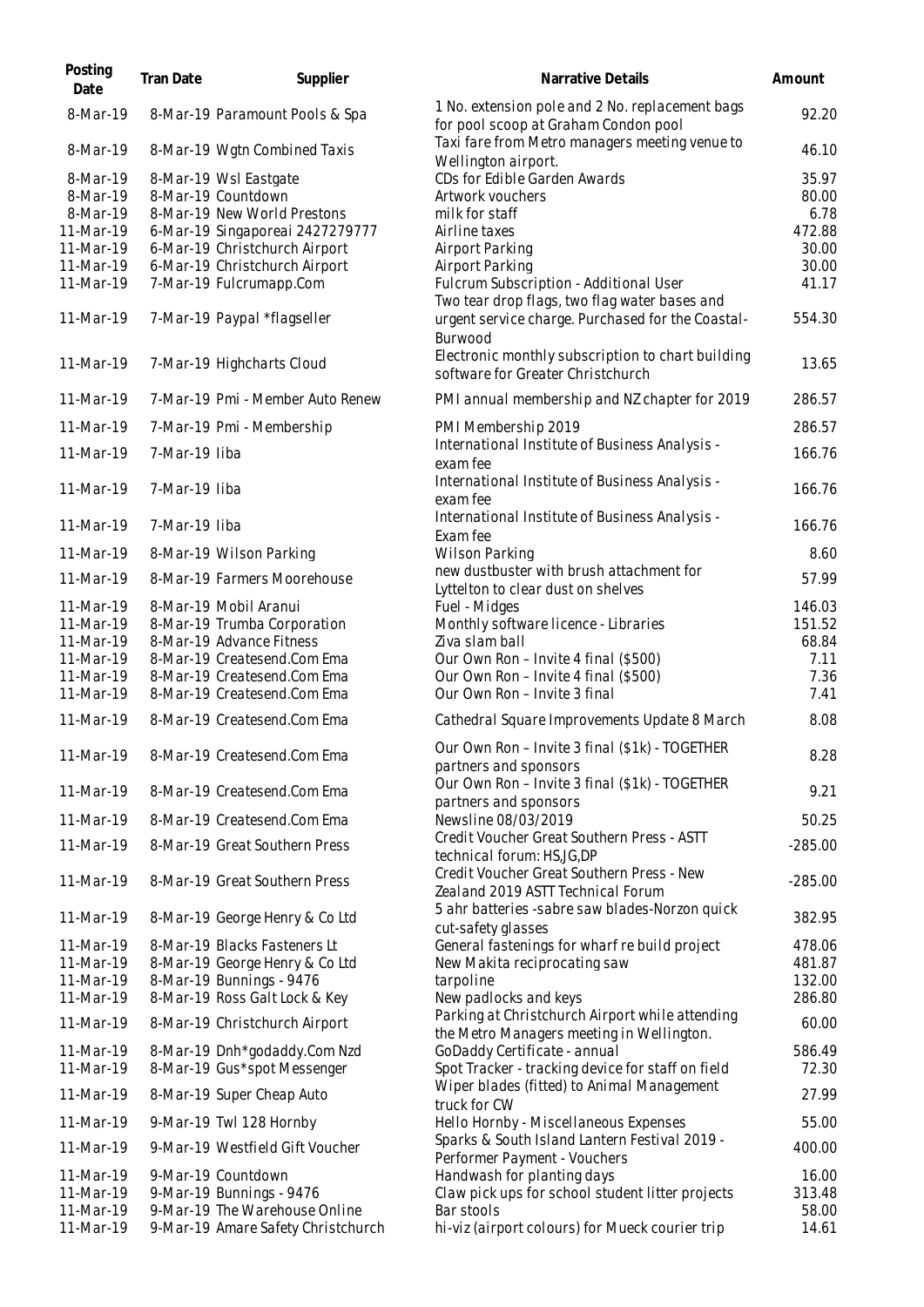| Posting Date | Tran Date | Supplier | Narrative Details | Amount |
|---|---|---|---|---|
| 8-Mar-19 | 8-Mar-19 | Paramount Pools & Spa | 1 No. extension pole and 2 No. replacement bags for pool scoop at Graham Condon pool | 92.20 |
| 8-Mar-19 | 8-Mar-19 | Wgtn Combined Taxis | Taxi fare from Metro managers meeting venue to Wellington airport. | 46.10 |
| 8-Mar-19 | 8-Mar-19 | Wsl Eastgate | CDs for Edible Garden Awards | 35.97 |
| 8-Mar-19 | 8-Mar-19 | Countdown | Artwork vouchers | 80.00 |
| 8-Mar-19 | 8-Mar-19 | New World Prestons | milk for staff | 6.78 |
| 11-Mar-19 | 6-Mar-19 | Singaporeai 2427279777 | Airline taxes | 472.88 |
| 11-Mar-19 | 6-Mar-19 | Christchurch Airport | Airport Parking | 30.00 |
| 11-Mar-19 | 6-Mar-19 | Christchurch Airport | Airport Parking | 30.00 |
| 11-Mar-19 | 7-Mar-19 | Fulcrumapp.Com | Fulcrum Subscription - Additional User | 41.17 |
| 11-Mar-19 | 7-Mar-19 | Paypal *flagseller | Two tear drop flags, two flag water bases and urgent service charge. Purchased for the Coastal-Burwood | 554.30 |
| 11-Mar-19 | 7-Mar-19 | Highcharts Cloud | Electronic monthly subscription to chart building software for Greater Christchurch | 13.65 |
| 11-Mar-19 | 7-Mar-19 | Pmi - Member Auto Renew | PMI annual membership and NZ chapter for 2019 | 286.57 |
| 11-Mar-19 | 7-Mar-19 | Pmi - Membership | PMI Membership 2019 | 286.57 |
| 11-Mar-19 | 7-Mar-19 | Iiba | International Institute of Business Analysis - exam fee | 166.76 |
| 11-Mar-19 | 7-Mar-19 | Iiba | International Institute of Business Analysis - exam fee | 166.76 |
| 11-Mar-19 | 7-Mar-19 | Iiba | International Institute of Business Analysis - Exam fee | 166.76 |
| 11-Mar-19 | 8-Mar-19 | Wilson Parking | Wilson Parking | 8.60 |
| 11-Mar-19 | 8-Mar-19 | Farmers Moorehouse | new dustbuster with brush attachment for Lyttelton to clear dust on shelves | 57.99 |
| 11-Mar-19 | 8-Mar-19 | Mobil Aranui | Fuel - Midges | 146.03 |
| 11-Mar-19 | 8-Mar-19 | Trumba Corporation | Monthly software licence - Libraries | 151.52 |
| 11-Mar-19 | 8-Mar-19 | Advance Fitness | Ziva slam ball | 68.84 |
| 11-Mar-19 | 8-Mar-19 | Createsend.Com Ema | Our Own Ron – Invite 4 final ($500) | 7.11 |
| 11-Mar-19 | 8-Mar-19 | Createsend.Com Ema | Our Own Ron – Invite 4 final ($500) | 7.36 |
| 11-Mar-19 | 8-Mar-19 | Createsend.Com Ema | Our Own Ron – Invite 3 final | 7.41 |
| 11-Mar-19 | 8-Mar-19 | Createsend.Com Ema | Cathedral Square Improvements Update 8 March | 8.08 |
| 11-Mar-19 | 8-Mar-19 | Createsend.Com Ema | Our Own Ron – Invite 3 final ($1k) - TOGETHER partners and sponsors | 8.28 |
| 11-Mar-19 | 8-Mar-19 | Createsend.Com Ema | Our Own Ron – Invite 3 final ($1k) - TOGETHER partners and sponsors | 9.21 |
| 11-Mar-19 | 8-Mar-19 | Createsend.Com Ema | Newsline 08/03/2019 | 50.25 |
| 11-Mar-19 | 8-Mar-19 | Great Southern Press | Credit Voucher Great Southern Press - ASTT technical forum: HS,JG,DP | -285.00 |
| 11-Mar-19 | 8-Mar-19 | Great Southern Press | Credit Voucher Great Southern Press - New Zealand 2019 ASTT Technical Forum | -285.00 |
| 11-Mar-19 | 8-Mar-19 | George Henry & Co Ltd | 5 ahr batteries -sabre saw blades-Norzon quick cut-safety glasses | 382.95 |
| 11-Mar-19 | 8-Mar-19 | Blacks Fasteners Lt | General fastenings for wharf re build project | 478.06 |
| 11-Mar-19 | 8-Mar-19 | George Henry & Co Ltd | New Makita reciprocating saw | 481.87 |
| 11-Mar-19 | 8-Mar-19 | Bunnings - 9476 | tarpoline | 132.00 |
| 11-Mar-19 | 8-Mar-19 | Ross Galt Lock & Key | New padlocks and keys | 286.80 |
| 11-Mar-19 | 8-Mar-19 | Christchurch Airport | Parking at Christchurch Airport while attending the Metro Managers meeting in Wellington. | 60.00 |
| 11-Mar-19 | 8-Mar-19 | Dnh*godaddy.Com Nzd | GoDaddy Certificate - annual | 586.49 |
| 11-Mar-19 | 8-Mar-19 | Gus*spot Messenger | Spot Tracker - tracking device for staff on field | 72.30 |
| 11-Mar-19 | 8-Mar-19 | Super Cheap Auto | Wiper blades (fitted) to Animal Management truck for CW | 27.99 |
| 11-Mar-19 | 9-Mar-19 | Twl 128 Hornby | Hello Hornby - Miscellaneous Expenses | 55.00 |
| 11-Mar-19 | 9-Mar-19 | Westfield Gift Voucher | Sparks & South Island Lantern Festival 2019 - Performer Payment - Vouchers | 400.00 |
| 11-Mar-19 | 9-Mar-19 | Countdown | Handwash for planting days | 16.00 |
| 11-Mar-19 | 9-Mar-19 | Bunnings - 9476 | Claw pick ups for school student litter projects | 313.48 |
| 11-Mar-19 | 9-Mar-19 | The Warehouse Online | Bar stools | 58.00 |
| 11-Mar-19 | 9-Mar-19 | Amare Safety Christchurch | hi-viz (airport colours) for Mueck courier trip | 14.61 |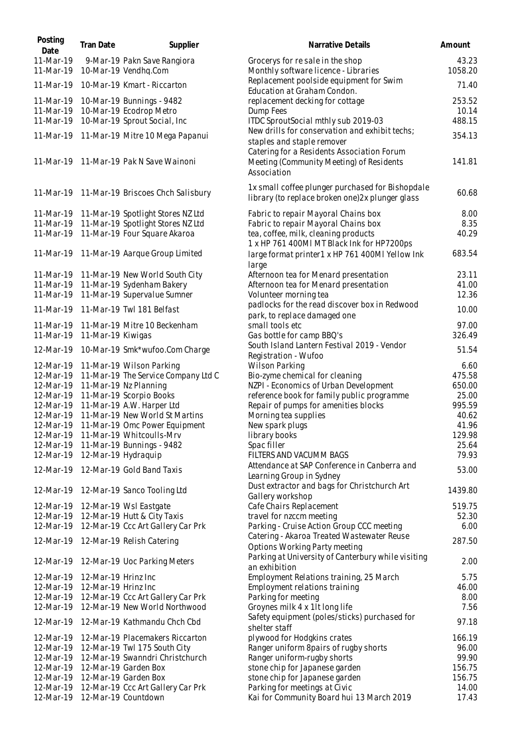| Posting Date | Tran Date | Supplier | Narrative Details | Amount |
|---|---|---|---|---|
| 11-Mar-19 | 9-Mar-19 | Pakn Save Rangiora | Grocerys for re sale in the shop | 43.23 |
| 11-Mar-19 | 10-Mar-19 | Vendhq.Com | Monthly software licence - Libraries | 1058.20 |
| 11-Mar-19 | 10-Mar-19 | Kmart - Riccarton | Replacement poolside equipment for Swim Education at Graham Condon. | 71.40 |
| 11-Mar-19 | 10-Mar-19 | Bunnings - 9482 | replacement decking for cottage | 253.52 |
| 11-Mar-19 | 10-Mar-19 | Ecodrop Metro | Dump Fees | 10.14 |
| 11-Mar-19 | 10-Mar-19 | Sprout Social, Inc | ITDC SproutSocial mthly sub 2019-03 | 488.15 |
| 11-Mar-19 | 11-Mar-19 | Mitre 10 Mega Papanui | New drills for conservation and exhibit techs; staples and staple remover | 354.13 |
| 11-Mar-19 | 11-Mar-19 | Pak N Save Wainoni | Catering for a Residents Association Forum Meeting (Community Meeting) of Residents Association | 141.81 |
| 11-Mar-19 | 11-Mar-19 | Briscoes Chch Salisbury | 1x small coffee plunger purchased for Bishopdale library (to replace broken one)2x plunger glass | 60.68 |
| 11-Mar-19 | 11-Mar-19 | Spotlight Stores NZ Ltd | Fabric to repair Mayoral Chains box | 8.00 |
| 11-Mar-19 | 11-Mar-19 | Spotlight Stores NZ Ltd | Fabric to repair Mayoral Chains box | 8.35 |
| 11-Mar-19 | 11-Mar-19 | Four Square Akaroa | tea, coffee, milk, cleaning products | 40.29 |
| 11-Mar-19 | 11-Mar-19 | Aarque Group Limited | 1 x HP 761 400Ml MT Black Ink for HP7200ps large format printer1 x HP 761 400Ml Yellow Ink large | 683.54 |
| 11-Mar-19 | 11-Mar-19 | New World South City | Afternoon tea for Menard presentation | 23.11 |
| 11-Mar-19 | 11-Mar-19 | Sydenham Bakery | Afternoon tea for Menard presentation | 41.00 |
| 11-Mar-19 | 11-Mar-19 | Supervalue Sumner | Volunteer morning tea | 12.36 |
| 11-Mar-19 | 11-Mar-19 | Twl 181 Belfast | padlocks for the read discover box in Redwood park, to replace damaged one | 10.00 |
| 11-Mar-19 | 11-Mar-19 | Mitre 10 Beckenham | small tools etc | 97.00 |
| 11-Mar-19 | 11-Mar-19 | Kiwigas | Gas bottle for camp BBQ's | 326.49 |
| 12-Mar-19 | 10-Mar-19 | Smk*wufoo.Com Charge | South Island Lantern Festival 2019 - Vendor Registration - Wufoo | 51.54 |
| 12-Mar-19 | 11-Mar-19 | Wilson Parking | Wilson Parking | 6.60 |
| 12-Mar-19 | 11-Mar-19 | The Service Company Ltd C | Bio-zyme chemical for cleaning | 475.58 |
| 12-Mar-19 | 11-Mar-19 | Nz Planning | NZPI - Economics of Urban Development | 650.00 |
| 12-Mar-19 | 11-Mar-19 | Scorpio Books | reference book for family public programme | 25.00 |
| 12-Mar-19 | 11-Mar-19 | A.W. Harper Ltd | Repair of pumps for amenities blocks | 995.59 |
| 12-Mar-19 | 11-Mar-19 | New World St Martins | Morning tea supplies | 40.62 |
| 12-Mar-19 | 11-Mar-19 | Omc Power Equipment | New spark plugs | 41.96 |
| 12-Mar-19 | 11-Mar-19 | Whitcoulls-Mrv | library books | 129.98 |
| 12-Mar-19 | 11-Mar-19 | Bunnings - 9482 | Spac filler | 25.64 |
| 12-Mar-19 | 12-Mar-19 | Hydraquip | FILTERS AND VACUMM BAGS | 79.93 |
| 12-Mar-19 | 12-Mar-19 | Gold Band Taxis | Attendance at SAP Conference in Canberra and Learning Group in Sydney | 53.00 |
| 12-Mar-19 | 12-Mar-19 | Sanco Tooling Ltd | Dust extractor and bags for Christchurch Art Gallery workshop | 1439.80 |
| 12-Mar-19 | 12-Mar-19 | Wsl Eastgate | Cafe Chairs Replacement | 519.75 |
| 12-Mar-19 | 12-Mar-19 | Hutt & City Taxis | travel for nzccm meeting | 52.30 |
| 12-Mar-19 | 12-Mar-19 | Ccc Art Gallery Car Prk | Parking - Cruise Action Group CCC meeting | 6.00 |
| 12-Mar-19 | 12-Mar-19 | Relish Catering | Catering - Akaroa Treated Wastewater Reuse Options Working Party meeting | 287.50 |
| 12-Mar-19 | 12-Mar-19 | Uoc Parking Meters | Parking at University of Canterbury while visiting an exhibition | 2.00 |
| 12-Mar-19 | 12-Mar-19 | Hrinz Inc | Employment Relations training, 25 March | 5.75 |
| 12-Mar-19 | 12-Mar-19 | Hrinz Inc | Employment relations training | 46.00 |
| 12-Mar-19 | 12-Mar-19 | Ccc Art Gallery Car Prk | Parking for meeting | 8.00 |
| 12-Mar-19 | 12-Mar-19 | New World Northwood | Groynes milk 4 x 1lt long life | 7.56 |
| 12-Mar-19 | 12-Mar-19 | Kathmandu Chch Cbd | Safety equipment (poles/sticks) purchased for shelter staff | 97.18 |
| 12-Mar-19 | 12-Mar-19 | Placemakers Riccarton | plywood for Hodgkins crates | 166.19 |
| 12-Mar-19 | 12-Mar-19 | Twl 175 South City | Ranger uniform 8pairs of rugby shorts | 96.00 |
| 12-Mar-19 | 12-Mar-19 | Swanndri Christchurch | Ranger uniform-rugby shorts | 99.90 |
| 12-Mar-19 | 12-Mar-19 | Garden Box | stone chip for Japanese garden | 156.75 |
| 12-Mar-19 | 12-Mar-19 | Garden Box | stone chip for Japanese garden | 156.75 |
| 12-Mar-19 | 12-Mar-19 | Ccc Art Gallery Car Prk | Parking for meetings at Civic | 14.00 |
| 12-Mar-19 | 12-Mar-19 | Countdown | Kai for Community Board hui 13 March 2019 | 17.43 |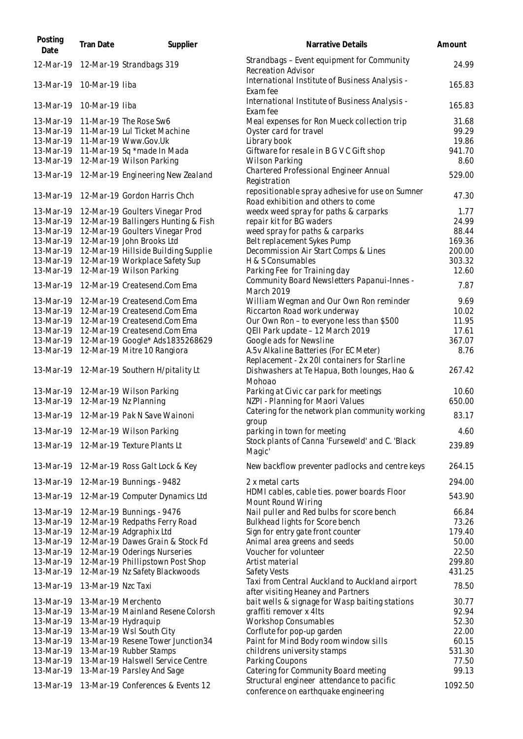| Posting Date | Tran Date | Supplier | Narrative Details | Amount |
|---|---|---|---|---|
| 12-Mar-19 | 12-Mar-19 | Strandbags 319 | Strandbags – Event equipment for Community Recreation Advisor | 24.99 |
| 13-Mar-19 | 10-Mar-19 | Iiba | International Institute of Business Analysis - Exam fee | 165.83 |
| 13-Mar-19 | 10-Mar-19 | Iiba | International Institute of Business Analysis - Exam fee | 165.83 |
| 13-Mar-19 | 11-Mar-19 | The Rose Sw6 | Meal expenses for Ron Mueck collection trip | 31.68 |
| 13-Mar-19 | 11-Mar-19 | Lul Ticket Machine | Oyster card for travel | 99.29 |
| 13-Mar-19 | 11-Mar-19 | Www.Gov.Uk | Library book | 19.86 |
| 13-Mar-19 | 11-Mar-19 | Sq *made In Mada | Giftware for resale in B G V C Gift shop | 941.70 |
| 13-Mar-19 | 12-Mar-19 | Wilson Parking | Wilson Parking | 8.60 |
| 13-Mar-19 | 12-Mar-19 | Engineering New Zealand | Chartered Professional Engineer Annual Registration | 529.00 |
| 13-Mar-19 | 12-Mar-19 | Gordon Harris Chch | repositionable spray adhesive for use on Sumner Road exhibition and others to come | 47.30 |
| 13-Mar-19 | 12-Mar-19 | Goulters Vinegar Prod | weedx weed spray for paths & carparks | 1.77 |
| 13-Mar-19 | 12-Mar-19 | Ballingers Hunting & Fish | repair kit for BG waders | 24.99 |
| 13-Mar-19 | 12-Mar-19 | Goulters Vinegar Prod | weed spray for paths & carparks | 88.44 |
| 13-Mar-19 | 12-Mar-19 | John Brooks Ltd | Belt replacement Sykes Pump | 169.36 |
| 13-Mar-19 | 12-Mar-19 | Hillside Building Supplie | Decommission Air Start Comps & Lines | 200.00 |
| 13-Mar-19 | 12-Mar-19 | Workplace Safety Sup | H & S Consumables | 303.32 |
| 13-Mar-19 | 12-Mar-19 | Wilson Parking | Parking Fee for Training day | 12.60 |
| 13-Mar-19 | 12-Mar-19 | Createsend.Com Ema | Community Board Newsletters Papanui-Innes - March 2019 | 7.87 |
| 13-Mar-19 | 12-Mar-19 | Createsend.Com Ema | William Wegman and Our Own Ron reminder | 9.69 |
| 13-Mar-19 | 12-Mar-19 | Createsend.Com Ema | Riccarton Road work underway | 10.02 |
| 13-Mar-19 | 12-Mar-19 | Createsend.Com Ema | Our Own Ron – to everyone less than $500 | 11.95 |
| 13-Mar-19 | 12-Mar-19 | Createsend.Com Ema | QEII Park update – 12 March 2019 | 17.61 |
| 13-Mar-19 | 12-Mar-19 | Google* Ads1835268629 | Google ads for Newsline | 367.07 |
| 13-Mar-19 | 12-Mar-19 | Mitre 10 Rangiora | A.5v Alkaline Batteries (For EC Meter) | 8.76 |
| 13-Mar-19 | 12-Mar-19 | Southern H/pitality Lt | Replacement - 2x 20l containers for Starline Dishwashers at Te Hapua, Both lounges, Hao & Mohoao | 267.42 |
| 13-Mar-19 | 12-Mar-19 | Wilson Parking | Parking at Civic car park for meetings | 10.60 |
| 13-Mar-19 | 12-Mar-19 | Nz Planning | NZPI - Planning for Maori Values | 650.00 |
| 13-Mar-19 | 12-Mar-19 | Pak N Save Wainoni | Catering for the network plan community working group | 83.17 |
| 13-Mar-19 | 12-Mar-19 | Wilson Parking | parking in town for meeting | 4.60 |
| 13-Mar-19 | 12-Mar-19 | Texture Plants Lt | Stock plants of Canna 'Furseweld' and C. 'Black Magic' | 239.89 |
| 13-Mar-19 | 12-Mar-19 | Ross Galt Lock & Key | New backflow preventer padlocks and centre keys | 264.15 |
| 13-Mar-19 | 12-Mar-19 | Bunnings - 9482 | 2 x metal carts | 294.00 |
| 13-Mar-19 | 12-Mar-19 | Computer Dynamics Ltd | HDMI cables, cable ties. power boards Floor Mount Round Wiring | 543.90 |
| 13-Mar-19 | 12-Mar-19 | Bunnings - 9476 | Nail puller and Red bulbs for score bench | 66.84 |
| 13-Mar-19 | 12-Mar-19 | Redpaths Ferry Road | Bulkhead lights for Score bench | 73.26 |
| 13-Mar-19 | 12-Mar-19 | Adgraphix Ltd | Sign for entry gate front counter | 179.40 |
| 13-Mar-19 | 12-Mar-19 | Dawes Grain & Stock Fd | Animal area greens and seeds | 50.00 |
| 13-Mar-19 | 12-Mar-19 | Oderings Nurseries | Voucher for volunteer | 22.50 |
| 13-Mar-19 | 12-Mar-19 | Phillipstown Post Shop | Artist material | 299.80 |
| 13-Mar-19 | 12-Mar-19 | Nz Safety Blackwoods | Safety Vests | 431.25 |
| 13-Mar-19 | 13-Mar-19 | Nzc Taxi | Taxi from Central Auckland to Auckland airport after visiting Heaney and Partners | 78.50 |
| 13-Mar-19 | 13-Mar-19 | Merchento | bait wells & signage for Wasp baiting stations | 30.77 |
| 13-Mar-19 | 13-Mar-19 | Mainland Resene Colorsh | graffiti remover x 4lts | 92.94 |
| 13-Mar-19 | 13-Mar-19 | Hydraquip | Workshop Consumables | 52.30 |
| 13-Mar-19 | 13-Mar-19 | Wsl South City | Corflute for pop-up garden | 22.00 |
| 13-Mar-19 | 13-Mar-19 | Resene Tower Junction34 | Paint for Mind Body room window sills | 60.15 |
| 13-Mar-19 | 13-Mar-19 | Rubber Stamps | childrens university stamps | 531.30 |
| 13-Mar-19 | 13-Mar-19 | Halswell Service Centre | Parking Coupons | 77.50 |
| 13-Mar-19 | 13-Mar-19 | Parsley And Sage | Catering for Community Board meeting | 99.13 |
| 13-Mar-19 | 13-Mar-19 | Conferences & Events 12 | Structural engineer attendance to pacific conference on earthquake engineering | 1092.50 |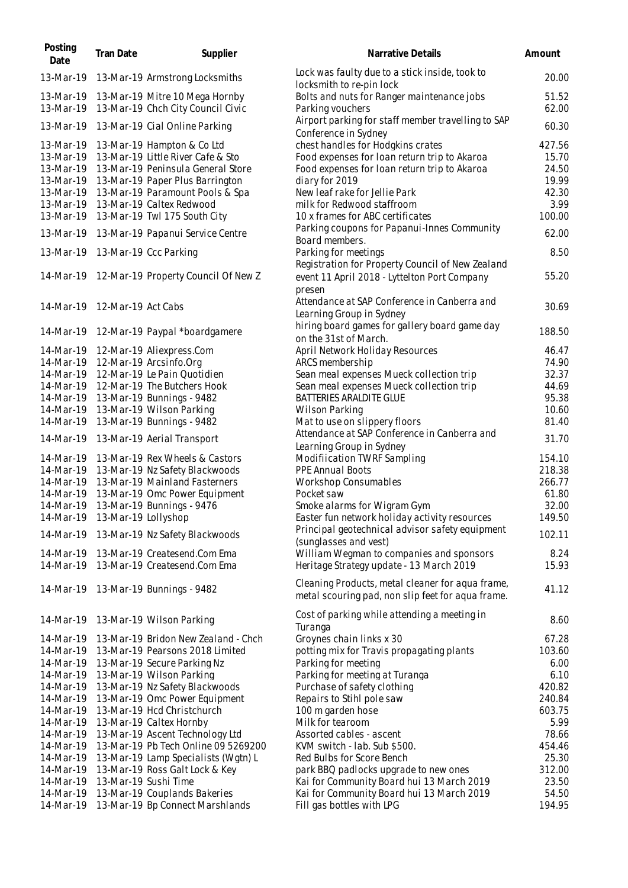| Posting Date | Tran Date | Supplier | Narrative Details | Amount |
|---|---|---|---|---|
| 13-Mar-19 | 13-Mar-19 | Armstrong Locksmiths | Lock was faulty due to a stick inside, took to locksmith to re-pin lock | 20.00 |
| 13-Mar-19 | 13-Mar-19 | Mitre 10 Mega Hornby | Bolts and nuts for Ranger maintenance jobs | 51.52 |
| 13-Mar-19 | 13-Mar-19 | Chch City Council Civic | Parking vouchers | 62.00 |
| 13-Mar-19 | 13-Mar-19 | Cial Online Parking | Airport parking for staff member travelling to SAP Conference in Sydney | 60.30 |
| 13-Mar-19 | 13-Mar-19 | Hampton & Co Ltd | chest handles for Hodgkins crates | 427.56 |
| 13-Mar-19 | 13-Mar-19 | Little River Cafe & Sto | Food expenses for loan return trip to Akaroa | 15.70 |
| 13-Mar-19 | 13-Mar-19 | Peninsula General Store | Food expenses for loan return trip to Akaroa | 24.50 |
| 13-Mar-19 | 13-Mar-19 | Paper Plus Barrington | diary for 2019 | 19.99 |
| 13-Mar-19 | 13-Mar-19 | Paramount Pools & Spa | New leaf rake for Jellie Park | 42.30 |
| 13-Mar-19 | 13-Mar-19 | Caltex Redwood | milk for Redwood staffroom | 3.99 |
| 13-Mar-19 | 13-Mar-19 | Twl 175 South City | 10 x frames for ABC certificates | 100.00 |
| 13-Mar-19 | 13-Mar-19 | Papanui Service Centre | Parking coupons for Papanui-Innes Community Board members. | 62.00 |
| 13-Mar-19 | 13-Mar-19 | Ccc Parking | Parking for meetings | 8.50 |
| 14-Mar-19 | 12-Mar-19 | Property Council Of New Z | Registration for Property Council of New Zealand event 11 April 2018 - Lyttelton Port Company presen | 55.20 |
| 14-Mar-19 | 12-Mar-19 | Act Cabs | Attendance at SAP Conference in Canberra and Learning Group in Sydney | 30.69 |
| 14-Mar-19 | 12-Mar-19 | Paypal *boardgamere | hiring board games for gallery board game day on the 31st of March. | 188.50 |
| 14-Mar-19 | 12-Mar-19 | Aliexpress.Com | April Network Holiday Resources | 46.47 |
| 14-Mar-19 | 12-Mar-19 | Arcsinfo.Org | ARCS membership | 74.90 |
| 14-Mar-19 | 12-Mar-19 | Le Pain Quotidien | Sean meal expenses Mueck collection trip | 32.37 |
| 14-Mar-19 | 12-Mar-19 | The Butchers Hook | Sean meal expenses Mueck collection trip | 44.69 |
| 14-Mar-19 | 13-Mar-19 | Bunnings - 9482 | BATTERIES ARALDITE GLUE | 95.38 |
| 14-Mar-19 | 13-Mar-19 | Wilson Parking | Wilson Parking | 10.60 |
| 14-Mar-19 | 13-Mar-19 | Bunnings - 9482 | Mat to use on slippery floors | 81.40 |
| 14-Mar-19 | 13-Mar-19 | Aerial Transport | Attendance at SAP Conference in Canberra and Learning Group in Sydney | 31.70 |
| 14-Mar-19 | 13-Mar-19 | Rex Wheels & Castors | Modifiication TWRF Sampling | 154.10 |
| 14-Mar-19 | 13-Mar-19 | Nz Safety Blackwoods | PPE Annual Boots | 218.38 |
| 14-Mar-19 | 13-Mar-19 | Mainland Fasterners | Workshop Consumables | 266.77 |
| 14-Mar-19 | 13-Mar-19 | Omc Power Equipment | Pocket saw | 61.80 |
| 14-Mar-19 | 13-Mar-19 | Bunnings - 9476 | Smoke alarms for Wigram Gym | 32.00 |
| 14-Mar-19 | 13-Mar-19 | Lollyshop | Easter fun network holiday activity resources | 149.50 |
| 14-Mar-19 | 13-Mar-19 | Nz Safety Blackwoods | Principal geotechnical advisor safety equipment (sunglasses and vest) | 102.11 |
| 14-Mar-19 | 13-Mar-19 | Createsend.Com Ema | William Wegman to companies and sponsors | 8.24 |
| 14-Mar-19 | 13-Mar-19 | Createsend.Com Ema | Heritage Strategy update - 13 March 2019 | 15.93 |
| 14-Mar-19 | 13-Mar-19 | Bunnings - 9482 | Cleaning Products, metal cleaner for aqua frame, metal scouring pad, non slip feet for aqua frame. | 41.12 |
| 14-Mar-19 | 13-Mar-19 | Wilson Parking | Cost of parking while attending a meeting in Turanga | 8.60 |
| 14-Mar-19 | 13-Mar-19 | Bridon New Zealand - Chch | Groynes chain links x 30 | 67.28 |
| 14-Mar-19 | 13-Mar-19 | Pearsons 2018 Limited | potting mix for Travis propagating plants | 103.60 |
| 14-Mar-19 | 13-Mar-19 | Secure Parking Nz | Parking for meeting | 6.00 |
| 14-Mar-19 | 13-Mar-19 | Wilson Parking | Parking for meeting at Turanga | 6.10 |
| 14-Mar-19 | 13-Mar-19 | Nz Safety Blackwoods | Purchase of safety clothing | 420.82 |
| 14-Mar-19 | 13-Mar-19 | Omc Power Equipment | Repairs to Stihl pole saw | 240.84 |
| 14-Mar-19 | 13-Mar-19 | Hcd Christchurch | 100 m garden hose | 603.75 |
| 14-Mar-19 | 13-Mar-19 | Caltex Hornby | Milk for tearoom | 5.99 |
| 14-Mar-19 | 13-Mar-19 | Ascent Technology Ltd | Assorted cables - ascent | 78.66 |
| 14-Mar-19 | 13-Mar-19 | Pb Tech Online 09 5269200 | KVM switch - lab. Sub $500. | 454.46 |
| 14-Mar-19 | 13-Mar-19 | Lamp Specialists (Wgtn) L | Red Bulbs for Score Bench | 25.30 |
| 14-Mar-19 | 13-Mar-19 | Ross Galt Lock & Key | park BBQ padlocks upgrade to new ones | 312.00 |
| 14-Mar-19 | 13-Mar-19 | Sushi Time | Kai for Community Board hui 13 March 2019 | 23.50 |
| 14-Mar-19 | 13-Mar-19 | Couplands Bakeries | Kai for Community Board hui 13 March 2019 | 54.50 |
| 14-Mar-19 | 13-Mar-19 | Bp Connect Marshlands | Fill gas bottles with LPG | 194.95 |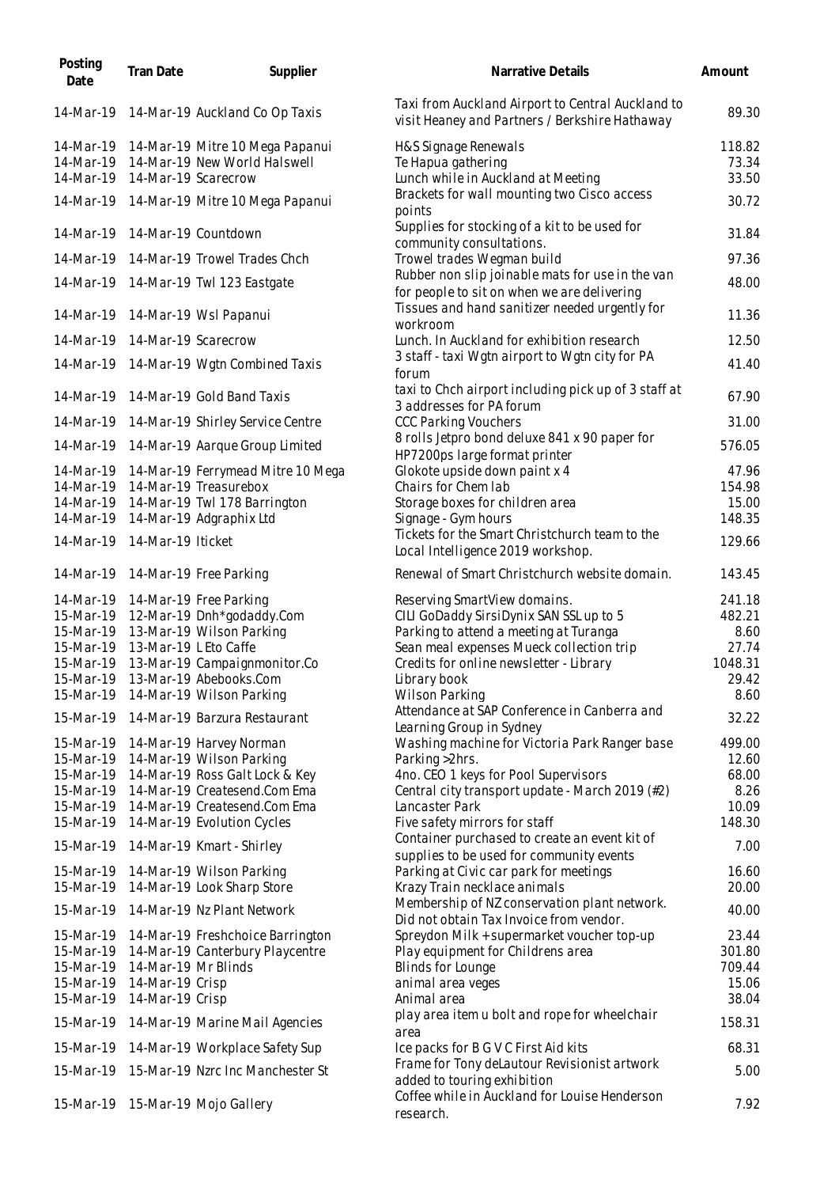| Posting Date | Tran Date | Supplier | Narrative Details | Amount |
|---|---|---|---|---|
| 14-Mar-19 | 14-Mar-19 | Auckland Co Op Taxis | Taxi from Auckland Airport to Central Auckland to visit Heaney and Partners / Berkshire Hathaway | 89.30 |
| 14-Mar-19 | 14-Mar-19 | Mitre 10 Mega Papanui | H&S Signage Renewals | 118.82 |
| 14-Mar-19 | 14-Mar-19 | New World Halswell | Te Hapua gathering | 73.34 |
| 14-Mar-19 | 14-Mar-19 | Scarecrow | Lunch while in Auckland at Meeting | 33.50 |
| 14-Mar-19 | 14-Mar-19 | Mitre 10 Mega Papanui | Brackets for wall mounting two Cisco access points | 30.72 |
| 14-Mar-19 | 14-Mar-19 | Countdown | Supplies for stocking of a kit to be used for community consultations. | 31.84 |
| 14-Mar-19 | 14-Mar-19 | Trowel Trades Chch | Trowel trades Wegman build | 97.36 |
| 14-Mar-19 | 14-Mar-19 | Twl 123 Eastgate | Rubber non slip joinable mats for use in the van for people to sit on when we are delivering | 48.00 |
| 14-Mar-19 | 14-Mar-19 | Wsl Papanui | Tissues and hand sanitizer needed urgently for workroom | 11.36 |
| 14-Mar-19 | 14-Mar-19 | Scarecrow | Lunch. In Auckland for exhibition research | 12.50 |
| 14-Mar-19 | 14-Mar-19 | Wgtn Combined Taxis | 3 staff - taxi Wgtn airport to Wgtn city for PA forum | 41.40 |
| 14-Mar-19 | 14-Mar-19 | Gold Band Taxis | taxi to Chch airport including pick up of 3 staff at 3 addresses for PA forum | 67.90 |
| 14-Mar-19 | 14-Mar-19 | Shirley Service Centre | CCC Parking Vouchers | 31.00 |
| 14-Mar-19 | 14-Mar-19 | Aarque Group Limited | 8 rolls Jetpro bond deluxe 841 x 90 paper for HP7200ps large format printer | 576.05 |
| 14-Mar-19 | 14-Mar-19 | Ferrymead Mitre 10 Mega | Glokote upside down paint x 4 | 47.96 |
| 14-Mar-19 | 14-Mar-19 | Treasurebox | Chairs for Chem lab | 154.98 |
| 14-Mar-19 | 14-Mar-19 | Twl 178 Barrington | Storage boxes for children area | 15.00 |
| 14-Mar-19 | 14-Mar-19 | Adgraphix Ltd | Signage - Gym hours | 148.35 |
| 14-Mar-19 | 14-Mar-19 | Iticket | Tickets for the Smart Christchurch team to the Local Intelligence 2019 workshop. | 129.66 |
| 14-Mar-19 | 14-Mar-19 | Free Parking | Renewal of Smart Christchurch website domain. | 143.45 |
| 14-Mar-19 | 14-Mar-19 | Free Parking | Reserving SmartView domains. | 241.18 |
| 15-Mar-19 | 12-Mar-19 | Dnh*godaddy.Com | CILI GoDaddy SirsiDynix SAN SSL up to 5 | 482.21 |
| 15-Mar-19 | 13-Mar-19 | Wilson Parking | Parking to attend a meeting at Turanga | 8.60 |
| 15-Mar-19 | 13-Mar-19 | L Eto Caffe | Sean meal expenses Mueck collection trip | 27.74 |
| 15-Mar-19 | 13-Mar-19 | Campaignmonitor.Co | Credits for online newsletter - Library | 1048.31 |
| 15-Mar-19 | 13-Mar-19 | Abebooks.Com | Library book | 29.42 |
| 15-Mar-19 | 14-Mar-19 | Wilson Parking | Wilson Parking | 8.60 |
| 15-Mar-19 | 14-Mar-19 | Barzura Restaurant | Attendance at SAP Conference in Canberra and Learning Group in Sydney | 32.22 |
| 15-Mar-19 | 14-Mar-19 | Harvey Norman | Washing machine for Victoria Park Ranger base | 499.00 |
| 15-Mar-19 | 14-Mar-19 | Wilson Parking | Parking >2hrs. | 12.60 |
| 15-Mar-19 | 14-Mar-19 | Ross Galt Lock & Key | 4no. CEO 1 keys for Pool Supervisors | 68.00 |
| 15-Mar-19 | 14-Mar-19 | Createsend.Com Ema | Central city transport update - March 2019 (#2) | 8.26 |
| 15-Mar-19 | 14-Mar-19 | Createsend.Com Ema | Lancaster Park | 10.09 |
| 15-Mar-19 | 14-Mar-19 | Evolution Cycles | Five safety mirrors for staff | 148.30 |
| 15-Mar-19 | 14-Mar-19 | Kmart - Shirley | Container purchased to create an event kit of supplies to be used for community events | 7.00 |
| 15-Mar-19 | 14-Mar-19 | Wilson Parking | Parking at Civic car park for meetings | 16.60 |
| 15-Mar-19 | 14-Mar-19 | Look Sharp Store | Krazy Train necklace animals | 20.00 |
| 15-Mar-19 | 14-Mar-19 | Nz Plant Network | Membership of NZ conservation plant network. Did not obtain Tax Invoice from vendor. | 40.00 |
| 15-Mar-19 | 14-Mar-19 | Freshchoice Barrington | Spreydon Milk + supermarket voucher top-up | 23.44 |
| 15-Mar-19 | 14-Mar-19 | Canterbury Playcentre | Play equipment for Childrens area | 301.80 |
| 15-Mar-19 | 14-Mar-19 | Mr Blinds | Blinds for Lounge | 709.44 |
| 15-Mar-19 | 14-Mar-19 | Crisp | animal area veges | 15.06 |
| 15-Mar-19 | 14-Mar-19 | Crisp | Animal area | 38.04 |
| 15-Mar-19 | 14-Mar-19 | Marine Mail Agencies | play area item u bolt and rope for wheelchair area | 158.31 |
| 15-Mar-19 | 14-Mar-19 | Workplace Safety Sup | Ice packs for B G V C First Aid kits | 68.31 |
| 15-Mar-19 | 15-Mar-19 | Nzrc Inc Manchester St | Frame for Tony deLautour Revisionist artwork added to touring exhibition | 5.00 |
| 15-Mar-19 | 15-Mar-19 | Mojo Gallery | Coffee while in Auckland for Louise Henderson research. | 7.92 |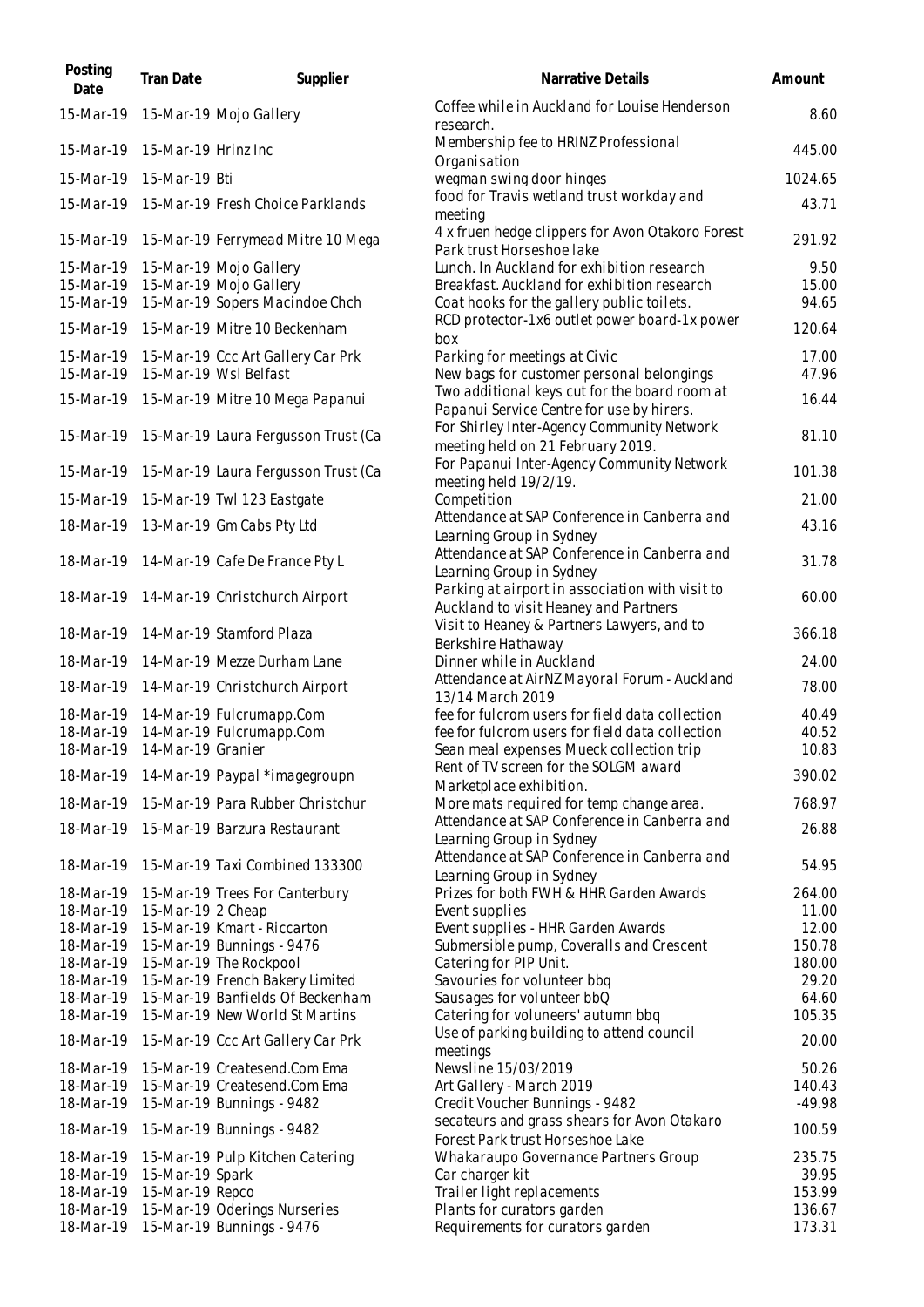| Posting Date | Tran Date | Supplier | Narrative Details | Amount |
|---|---|---|---|---|
| 15-Mar-19 | 15-Mar-19 | Mojo Gallery | Coffee while in Auckland for Louise Henderson research. | 8.60 |
| 15-Mar-19 | 15-Mar-19 | Hrinz Inc | Membership fee to HRINZ Professional Organisation | 445.00 |
| 15-Mar-19 | 15-Mar-19 | Bti | wegman swing door hinges | 1024.65 |
| 15-Mar-19 | 15-Mar-19 | Fresh Choice Parklands | food for Travis wetland trust workday and meeting | 43.71 |
| 15-Mar-19 | 15-Mar-19 | Ferrymead Mitre 10 Mega | 4 x fruen hedge clippers for Avon Otakoro Forest Park trust Horseshoe lake | 291.92 |
| 15-Mar-19 | 15-Mar-19 | Mojo Gallery | Lunch. In Auckland for exhibition research | 9.50 |
| 15-Mar-19 | 15-Mar-19 | Mojo Gallery | Breakfast. Auckland for exhibition research | 15.00 |
| 15-Mar-19 | 15-Mar-19 | Sopers Macindoe Chch | Coat hooks for the gallery public toilets. | 94.65 |
| 15-Mar-19 | 15-Mar-19 | Mitre 10 Beckenham | RCD protector-1x6 outlet power board-1x power box | 120.64 |
| 15-Mar-19 | 15-Mar-19 | Ccc Art Gallery Car Prk | Parking for meetings at Civic | 17.00 |
| 15-Mar-19 | 15-Mar-19 | Wsl Belfast | New bags for customer personal belongings | 47.96 |
| 15-Mar-19 | 15-Mar-19 | Mitre 10 Mega Papanui | Two additional keys cut for the board room at Papanui Service Centre for use by hirers. | 16.44 |
| 15-Mar-19 | 15-Mar-19 | Laura Fergusson Trust (Ca | For Shirley Inter-Agency Community Network meeting held on 21 February 2019. | 81.10 |
| 15-Mar-19 | 15-Mar-19 | Laura Fergusson Trust (Ca | For Papanui Inter-Agency Community Network meeting held 19/2/19. | 101.38 |
| 15-Mar-19 | 15-Mar-19 | Twl 123 Eastgate | Competition | 21.00 |
| 18-Mar-19 | 13-Mar-19 | Gm Cabs Pty Ltd | Attendance at SAP Conference in Canberra and Learning Group in Sydney | 43.16 |
| 18-Mar-19 | 14-Mar-19 | Cafe De France Pty L | Attendance at SAP Conference in Canberra and Learning Group in Sydney | 31.78 |
| 18-Mar-19 | 14-Mar-19 | Christchurch Airport | Parking at airport in association with visit to Auckland to visit Heaney and Partners | 60.00 |
| 18-Mar-19 | 14-Mar-19 | Stamford Plaza | Visit to Heaney & Partners Lawyers, and to Berkshire Hathaway | 366.18 |
| 18-Mar-19 | 14-Mar-19 | Mezze Durham Lane | Dinner while in Auckland | 24.00 |
| 18-Mar-19 | 14-Mar-19 | Christchurch Airport | Attendance at AirNZ Mayoral Forum - Auckland 13/14 March 2019 | 78.00 |
| 18-Mar-19 | 14-Mar-19 | Fulcrumapp.Com | fee for fulcrom users for field data collection | 40.49 |
| 18-Mar-19 | 14-Mar-19 | Fulcrumapp.Com | fee for fulcrom users for field data collection | 40.52 |
| 18-Mar-19 | 14-Mar-19 | Granier | Sean meal expenses Mueck collection trip | 10.83 |
| 18-Mar-19 | 14-Mar-19 | Paypal *imagegroupn | Rent of TV screen for the SOLGM award Marketplace exhibition. | 390.02 |
| 18-Mar-19 | 15-Mar-19 | Para Rubber Christchur | More mats required for temp change area. | 768.97 |
| 18-Mar-19 | 15-Mar-19 | Barzura Restaurant | Attendance at SAP Conference in Canberra and Learning Group in Sydney | 26.88 |
| 18-Mar-19 | 15-Mar-19 | Taxi Combined 133300 | Attendance at SAP Conference in Canberra and Learning Group in Sydney | 54.95 |
| 18-Mar-19 | 15-Mar-19 | Trees For Canterbury | Prizes for both FWH & HHR Garden Awards | 264.00 |
| 18-Mar-19 | 15-Mar-19 | 2 Cheap | Event supplies | 11.00 |
| 18-Mar-19 | 15-Mar-19 | Kmart - Riccarton | Event supplies - HHR Garden Awards | 12.00 |
| 18-Mar-19 | 15-Mar-19 | Bunnings - 9476 | Submersible pump, Coveralls and Crescent | 150.78 |
| 18-Mar-19 | 15-Mar-19 | The Rockpool | Catering for PIP Unit. | 180.00 |
| 18-Mar-19 | 15-Mar-19 | French Bakery Limited | Savouries for volunteer bbq | 29.20 |
| 18-Mar-19 | 15-Mar-19 | Banfields Of Beckenham | Sausages for volunteer bbQ | 64.60 |
| 18-Mar-19 | 15-Mar-19 | New World St Martins | Catering for voluneers' autumn bbq | 105.35 |
| 18-Mar-19 | 15-Mar-19 | Ccc Art Gallery Car Prk | Use of parking building to attend council meetings | 20.00 |
| 18-Mar-19 | 15-Mar-19 | Createsend.Com Ema | Newsline 15/03/2019 | 50.26 |
| 18-Mar-19 | 15-Mar-19 | Createsend.Com Ema | Art Gallery - March 2019 | 140.43 |
| 18-Mar-19 | 15-Mar-19 | Bunnings - 9482 | Credit Voucher Bunnings - 9482 | -49.98 |
| 18-Mar-19 | 15-Mar-19 | Bunnings - 9482 | secateurs and grass shears for Avon Otakaro Forest Park trust Horseshoe Lake | 100.59 |
| 18-Mar-19 | 15-Mar-19 | Pulp Kitchen Catering | Whakaraupo Governance Partners Group | 235.75 |
| 18-Mar-19 | 15-Mar-19 | Spark | Car charger kit | 39.95 |
| 18-Mar-19 | 15-Mar-19 | Repco | Trailer light replacements | 153.99 |
| 18-Mar-19 | 15-Mar-19 | Oderings Nurseries | Plants for curators garden | 136.67 |
| 18-Mar-19 | 15-Mar-19 | Bunnings - 9476 | Requirements for curators garden | 173.31 |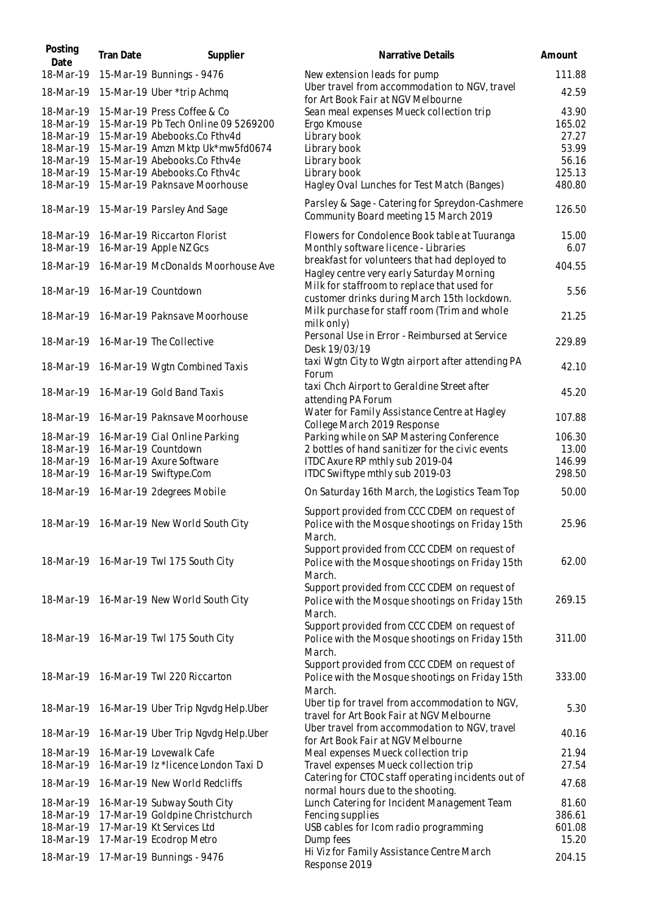| Posting Date | Tran Date | Supplier | Narrative Details | Amount |
|---|---|---|---|---|
| 18-Mar-19 | 15-Mar-19 | Bunnings - 9476 | New extension leads for pump | 111.88 |
| 18-Mar-19 | 15-Mar-19 | Uber *trip Achmq | Uber travel from accommodation to NGV, travel for Art Book Fair at NGV Melbourne | 42.59 |
| 18-Mar-19 | 15-Mar-19 | Press Coffee & Co | Sean meal expenses Mueck collection trip | 43.90 |
| 18-Mar-19 | 15-Mar-19 | Pb Tech Online 09 5269200 | Ergo Kmouse | 165.02 |
| 18-Mar-19 | 15-Mar-19 | Abebooks.Co Fthv4d | Library book | 27.27 |
| 18-Mar-19 | 15-Mar-19 | Amzn Mktp Uk*mw5fd0674 | Library book | 53.99 |
| 18-Mar-19 | 15-Mar-19 | Abebooks.Co Fthv4e | Library book | 56.16 |
| 18-Mar-19 | 15-Mar-19 | Abebooks.Co Fthv4c | Library book | 125.13 |
| 18-Mar-19 | 15-Mar-19 | Paknsave Moorhouse | Hagley Oval Lunches for Test Match (Banges) | 480.80 |
| 18-Mar-19 | 15-Mar-19 | Parsley And Sage | Parsley & Sage - Catering for Spreydon-Cashmere Community Board meeting 15 March 2019 | 126.50 |
| 18-Mar-19 | 16-Mar-19 | Riccarton Florist | Flowers for Condolence Book table at Tuuranga | 15.00 |
| 18-Mar-19 | 16-Mar-19 | Apple NZ Gcs | Monthly software licence - Libraries | 6.07 |
| 18-Mar-19 | 16-Mar-19 | McDonalds Moorhouse Ave | breakfast for volunteers that had deployed to Hagley centre very early Saturday Morning | 404.55 |
| 18-Mar-19 | 16-Mar-19 | Countdown | Milk for staffroom to replace that used for customer drinks during March 15th lockdown. | 5.56 |
| 18-Mar-19 | 16-Mar-19 | Paknsave Moorhouse | Milk purchase for staff room (Trim and whole milk only) | 21.25 |
| 18-Mar-19 | 16-Mar-19 | The Collective | Personal Use in Error - Reimbursed at Service Desk 19/03/19 | 229.89 |
| 18-Mar-19 | 16-Mar-19 | Wgtn Combined Taxis | taxi Wgtn City to Wgtn airport after attending PA Forum | 42.10 |
| 18-Mar-19 | 16-Mar-19 | Gold Band Taxis | taxi Chch Airport to Geraldine Street after attending PA Forum | 45.20 |
| 18-Mar-19 | 16-Mar-19 | Paknsave Moorhouse | Water for Family Assistance Centre at Hagley College March 2019 Response | 107.88 |
| 18-Mar-19 | 16-Mar-19 | Cial Online Parking | Parking while on SAP Mastering Conference | 106.30 |
| 18-Mar-19 | 16-Mar-19 | Countdown | 2 bottles of hand sanitizer for the civic events | 13.00 |
| 18-Mar-19 | 16-Mar-19 | Axure Software | ITDC Axure RP mthly sub 2019-04 | 146.99 |
| 18-Mar-19 | 16-Mar-19 | Swiftype.Com | ITDC Swiftype mthly sub 2019-03 | 298.50 |
| 18-Mar-19 | 16-Mar-19 | 2degrees Mobile | On Saturday 16th March, the Logistics Team Top | 50.00 |
| 18-Mar-19 | 16-Mar-19 | New World South City | Support provided from CCC CDEM on request of Police with the Mosque shootings on Friday 15th March. | 25.96 |
| 18-Mar-19 | 16-Mar-19 | Twl 175 South City | Support provided from CCC CDEM on request of Police with the Mosque shootings on Friday 15th March. | 62.00 |
| 18-Mar-19 | 16-Mar-19 | New World South City | Support provided from CCC CDEM on request of Police with the Mosque shootings on Friday 15th March. | 269.15 |
| 18-Mar-19 | 16-Mar-19 | Twl 175 South City | Support provided from CCC CDEM on request of Police with the Mosque shootings on Friday 15th March. | 311.00 |
| 18-Mar-19 | 16-Mar-19 | Twl 220 Riccarton | Support provided from CCC CDEM on request of Police with the Mosque shootings on Friday 15th March. | 333.00 |
| 18-Mar-19 | 16-Mar-19 | Uber Trip Ngvdg Help.Uber | Uber tip for travel from accommodation to NGV, travel for Art Book Fair at NGV Melbourne | 5.30 |
| 18-Mar-19 | 16-Mar-19 | Uber Trip Ngvdg Help.Uber | Uber travel from accommodation to NGV, travel for Art Book Fair at NGV Melbourne | 40.16 |
| 18-Mar-19 | 16-Mar-19 | Lovewalk Cafe | Meal expenses Mueck collection trip | 21.94 |
| 18-Mar-19 | 16-Mar-19 | Iz *licence London Taxi D | Travel expenses Mueck collection trip | 27.54 |
| 18-Mar-19 | 16-Mar-19 | New World Redcliffs | Catering for CTOC staff operating incidents out of normal hours due to the shooting. | 47.68 |
| 18-Mar-19 | 16-Mar-19 | Subway South City | Lunch Catering for Incident Management Team | 81.60 |
| 18-Mar-19 | 17-Mar-19 | Goldpine Christchurch | Fencing supplies | 386.61 |
| 18-Mar-19 | 17-Mar-19 | Kt Services Ltd | USB cables for Icom radio programming | 601.08 |
| 18-Mar-19 | 17-Mar-19 | Ecodrop Metro | Dump fees | 15.20 |
| 18-Mar-19 | 17-Mar-19 | Bunnings - 9476 | Hi Viz for Family Assistance Centre March Response 2019 | 204.15 |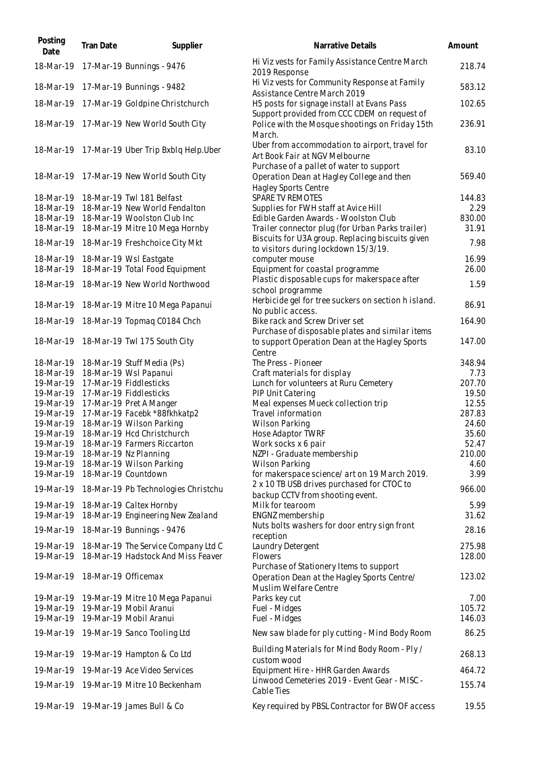| Posting Date | Tran Date | Supplier | Narrative Details | Amount |
|---|---|---|---|---|
| 18-Mar-19 | 17-Mar-19 | Bunnings - 9476 | Hi Viz vests for Family Assistance Centre March 2019 Response | 218.74 |
| 18-Mar-19 | 17-Mar-19 | Bunnings - 9482 | Hi Viz vests for Community Response at Family Assistance Centre March 2019 | 583.12 |
| 18-Mar-19 | 17-Mar-19 | Goldpine Christchurch | H5 posts for signage install at Evans Pass | 102.65 |
| 18-Mar-19 | 17-Mar-19 | New World South City | Support provided from CCC CDEM on request of Police with the Mosque shootings on Friday 15th March. | 236.91 |
| 18-Mar-19 | 17-Mar-19 | Uber Trip Bxblq Help.Uber | Uber from accommodation to airport, travel for Art Book Fair at NGV Melbourne | 83.10 |
| 18-Mar-19 | 17-Mar-19 | New World South City | Purchase of a pallet of water to support Operation Dean at Hagley College and then Hagley Sports Centre | 569.40 |
| 18-Mar-19 | 18-Mar-19 | Twl 181 Belfast | SPARE TV REMOTES | 144.83 |
| 18-Mar-19 | 18-Mar-19 | New World Fendalton | Supplies for FWH staff at Avice Hill | 2.29 |
| 18-Mar-19 | 18-Mar-19 | Woolston Club Inc | Edible Garden Awards - Woolston Club | 830.00 |
| 18-Mar-19 | 18-Mar-19 | Mitre 10 Mega Hornby | Trailer connector plug (for Urban Parks trailer) | 31.91 |
| 18-Mar-19 | 18-Mar-19 | Freshchoice City Mkt | Biscuits for U3A group. Replacing biscuits given to visitors during lockdown 15/3/19. | 7.98 |
| 18-Mar-19 | 18-Mar-19 | Wsl Eastgate | computer mouse | 16.99 |
| 18-Mar-19 | 18-Mar-19 | Total Food Equipment | Equipment for coastal programme | 26.00 |
| 18-Mar-19 | 18-Mar-19 | New World Northwood | Plastic disposable cups for makerspace after school programme | 1.59 |
| 18-Mar-19 | 18-Mar-19 | Mitre 10 Mega Papanui | Herbicide gel for tree suckers on section h island. No public access. | 86.91 |
| 18-Mar-19 | 18-Mar-19 | Topmaq C0184 Chch | Bike rack and Screw Driver set | 164.90 |
| 18-Mar-19 | 18-Mar-19 | Twl 175 South City | Purchase of disposable plates and similar items to support Operation Dean at the Hagley Sports Centre | 147.00 |
| 18-Mar-19 | 18-Mar-19 | Stuff Media (Ps) | The Press - Pioneer | 348.94 |
| 18-Mar-19 | 18-Mar-19 | Wsl Papanui | Craft materials for display | 7.73 |
| 19-Mar-19 | 17-Mar-19 | Fiddlesticks | Lunch for volunteers at Ruru Cemetery | 207.70 |
| 19-Mar-19 | 17-Mar-19 | Fiddlesticks | PIP Unit Catering | 19.50 |
| 19-Mar-19 | 17-Mar-19 | Pret A Manger | Meal expenses Mueck collection trip | 12.55 |
| 19-Mar-19 | 17-Mar-19 | Facebk *88fkhkatp2 | Travel information | 287.83 |
| 19-Mar-19 | 18-Mar-19 | Wilson Parking | Wilson Parking | 24.60 |
| 19-Mar-19 | 18-Mar-19 | Hcd Christchurch | Hose Adaptor TWRF | 35.60 |
| 19-Mar-19 | 18-Mar-19 | Farmers Riccarton | Work socks x 6 pair | 52.47 |
| 19-Mar-19 | 18-Mar-19 | Nz Planning | NZPI - Graduate membership | 210.00 |
| 19-Mar-19 | 18-Mar-19 | Wilson Parking | Wilson Parking | 4.60 |
| 19-Mar-19 | 18-Mar-19 | Countdown | for makerspace science/ art on 19 March 2019. | 3.99 |
| 19-Mar-19 | 18-Mar-19 | Pb Technologies Christchu | 2 x 10 TB USB drives purchased for CTOC to backup CCTV from shooting event. | 966.00 |
| 19-Mar-19 | 18-Mar-19 | Caltex Hornby | Milk for tearoom | 5.99 |
| 19-Mar-19 | 18-Mar-19 | Engineering New Zealand | ENGNZ membership | 31.62 |
| 19-Mar-19 | 18-Mar-19 | Bunnings - 9476 | Nuts bolts washers for door entry sign front reception | 28.16 |
| 19-Mar-19 | 18-Mar-19 | The Service Company Ltd C | Laundry Detergent | 275.98 |
| 19-Mar-19 | 18-Mar-19 | Hadstock And Miss Feaver | Flowers | 128.00 |
| 19-Mar-19 | 18-Mar-19 | Officemax | Purchase of Stationery Items to support Operation Dean at the Hagley Sports Centre/ Muslim Welfare Centre | 123.02 |
| 19-Mar-19 | 19-Mar-19 | Mitre 10 Mega Papanui | Parks key cut | 7.00 |
| 19-Mar-19 | 19-Mar-19 | Mobil Aranui | Fuel - Midges | 105.72 |
| 19-Mar-19 | 19-Mar-19 | Mobil Aranui | Fuel - Midges | 146.03 |
| 19-Mar-19 | 19-Mar-19 | Sanco Tooling Ltd | New saw blade for ply cutting - Mind Body Room | 86.25 |
| 19-Mar-19 | 19-Mar-19 | Hampton & Co Ltd | Building Materials for Mind Body Room - Ply / custom wood | 268.13 |
| 19-Mar-19 | 19-Mar-19 | Ace Video Services | Equipment Hire - HHR Garden Awards | 464.72 |
| 19-Mar-19 | 19-Mar-19 | Mitre 10 Beckenham | Linwood Cemeteries 2019 - Event Gear - MISC - Cable Ties | 155.74 |
| 19-Mar-19 | 19-Mar-19 | James Bull & Co | Key required by PBSL Contractor for BWOF access | 19.55 |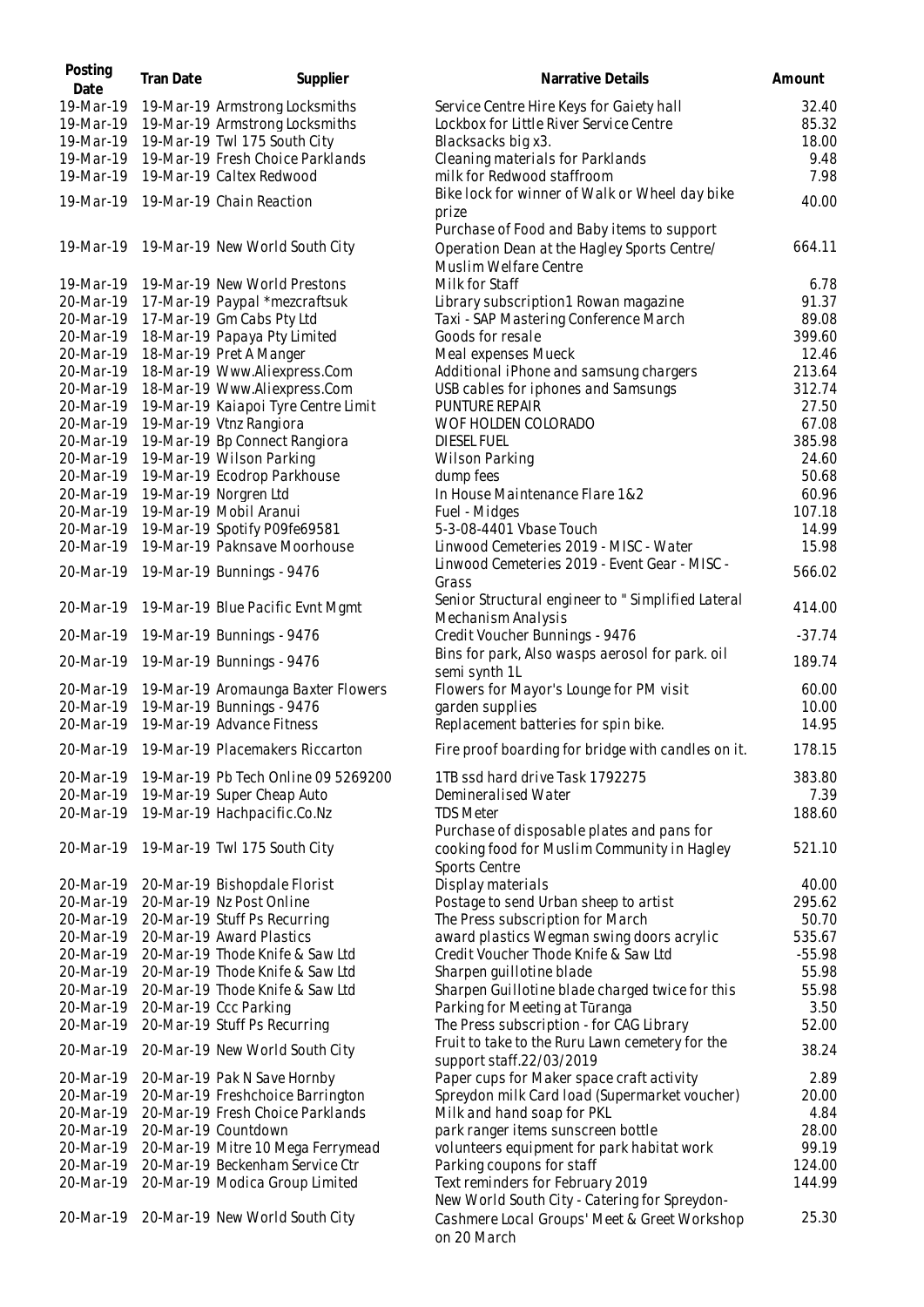| Posting Date | Tran Date | Supplier | Narrative Details | Amount |
|---|---|---|---|---|
| 19-Mar-19 | 19-Mar-19 | Armstrong Locksmiths | Service Centre Hire Keys for Gaiety hall | 32.40 |
| 19-Mar-19 | 19-Mar-19 | Armstrong Locksmiths | Lockbox for Little River Service Centre | 85.32 |
| 19-Mar-19 | 19-Mar-19 | Twl 175 South City | Blacksacks big x3. | 18.00 |
| 19-Mar-19 | 19-Mar-19 | Fresh Choice Parklands | Cleaning materials for Parklands | 9.48 |
| 19-Mar-19 | 19-Mar-19 | Caltex Redwood | milk for Redwood staffroom | 7.98 |
| 19-Mar-19 | 19-Mar-19 | Chain Reaction | Bike lock for winner of Walk or Wheel day bike prize | 40.00 |
| 19-Mar-19 | 19-Mar-19 | New World South City | Purchase of Food and Baby items to support Operation Dean at the Hagley Sports Centre/ Muslim Welfare Centre | 664.11 |
| 19-Mar-19 | 19-Mar-19 | New World Prestons | Milk for Staff | 6.78 |
| 20-Mar-19 | 17-Mar-19 | Paypal *mezcraftsuk | Library subscription1 Rowan magazine | 91.37 |
| 20-Mar-19 | 17-Mar-19 | Gm Cabs Pty Ltd | Taxi - SAP Mastering Conference March | 89.08 |
| 20-Mar-19 | 18-Mar-19 | Papaya Pty Limited | Goods for resale | 399.60 |
| 20-Mar-19 | 18-Mar-19 | Pret A Manger | Meal expenses Mueck | 12.46 |
| 20-Mar-19 | 18-Mar-19 | Www.Aliexpress.Com | Additional iPhone and samsung chargers | 213.64 |
| 20-Mar-19 | 18-Mar-19 | Www.Aliexpress.Com | USB cables for iphones and Samsungs | 312.74 |
| 20-Mar-19 | 19-Mar-19 | Kaiapoi Tyre Centre Limit | PUNTURE REPAIR | 27.50 |
| 20-Mar-19 | 19-Mar-19 | Vtnz Rangiora | WOF HOLDEN COLORADO | 67.08 |
| 20-Mar-19 | 19-Mar-19 | Bp Connect Rangiora | DIESEL FUEL | 385.98 |
| 20-Mar-19 | 19-Mar-19 | Wilson Parking | Wilson Parking | 24.60 |
| 20-Mar-19 | 19-Mar-19 | Ecodrop Parkhouse | dump fees | 50.68 |
| 20-Mar-19 | 19-Mar-19 | Norgren Ltd | In House Maintenance Flare 1&2 | 60.96 |
| 20-Mar-19 | 19-Mar-19 | Mobil Aranui | Fuel - Midges | 107.18 |
| 20-Mar-19 | 19-Mar-19 | Spotify P09fe69581 | 5-3-08-4401 Vbase Touch | 14.99 |
| 20-Mar-19 | 19-Mar-19 | Paknsave Moorhouse | Linwood Cemeteries 2019 - MISC - Water | 15.98 |
| 20-Mar-19 | 19-Mar-19 | Bunnings - 9476 | Linwood Cemeteries 2019 - Event Gear - MISC - Grass | 566.02 |
| 20-Mar-19 | 19-Mar-19 | Blue Pacific Evnt Mgmt | Senior Structural engineer to " Simplified Lateral Mechanism Analysis | 414.00 |
| 20-Mar-19 | 19-Mar-19 | Bunnings - 9476 | Credit Voucher Bunnings - 9476 | -37.74 |
| 20-Mar-19 | 19-Mar-19 | Bunnings - 9476 | Bins for park, Also wasps aerosol for park. oil semi synth 1L | 189.74 |
| 20-Mar-19 | 19-Mar-19 | Aromaunga Baxter Flowers | Flowers for Mayor's Lounge for PM visit | 60.00 |
| 20-Mar-19 | 19-Mar-19 | Bunnings - 9476 | garden supplies | 10.00 |
| 20-Mar-19 | 19-Mar-19 | Advance Fitness | Replacement batteries for spin bike. | 14.95 |
| 20-Mar-19 | 19-Mar-19 | Placemakers Riccarton | Fire proof boarding for bridge with candles on it. | 178.15 |
| 20-Mar-19 | 19-Mar-19 | Pb Tech Online 09 5269200 | 1TB ssd hard drive Task 1792275 | 383.80 |
| 20-Mar-19 | 19-Mar-19 | Super Cheap Auto | Demineralised Water | 7.39 |
| 20-Mar-19 | 19-Mar-19 | Hachpacific.Co.Nz | TDS Meter | 188.60 |
| 20-Mar-19 | 19-Mar-19 | Twl 175 South City | Purchase of disposable plates and pans for cooking food for Muslim Community in Hagley Sports Centre | 521.10 |
| 20-Mar-19 | 20-Mar-19 | Bishopdale Florist | Display materials | 40.00 |
| 20-Mar-19 | 20-Mar-19 | Nz Post Online | Postage to send Urban sheep to artist | 295.62 |
| 20-Mar-19 | 20-Mar-19 | Stuff Ps Recurring | The Press subscription for March | 50.70 |
| 20-Mar-19 | 20-Mar-19 | Award Plastics | award plastics Wegman swing doors acrylic | 535.67 |
| 20-Mar-19 | 20-Mar-19 | Thode Knife & Saw Ltd | Credit Voucher Thode Knife & Saw Ltd | -55.98 |
| 20-Mar-19 | 20-Mar-19 | Thode Knife & Saw Ltd | Sharpen guillotine blade | 55.98 |
| 20-Mar-19 | 20-Mar-19 | Thode Knife & Saw Ltd | Sharpen Guillotine blade charged twice for this | 55.98 |
| 20-Mar-19 | 20-Mar-19 | Ccc Parking | Parking for Meeting at Tūranga | 3.50 |
| 20-Mar-19 | 20-Mar-19 | Stuff Ps Recurring | The Press subscription - for CAG Library | 52.00 |
| 20-Mar-19 | 20-Mar-19 | New World South City | Fruit to take to the Ruru Lawn cemetery for the support staff.22/03/2019 | 38.24 |
| 20-Mar-19 | 20-Mar-19 | Pak N Save Hornby | Paper cups for Maker space craft activity | 2.89 |
| 20-Mar-19 | 20-Mar-19 | Freshchoice Barrington | Spreydon milk Card load (Supermarket voucher) | 20.00 |
| 20-Mar-19 | 20-Mar-19 | Fresh Choice Parklands | Milk and hand soap for PKL | 4.84 |
| 20-Mar-19 | 20-Mar-19 | Countdown | park ranger items sunscreen bottle | 28.00 |
| 20-Mar-19 | 20-Mar-19 | Mitre 10 Mega Ferrymead | volunteers equipment for park habitat work | 99.19 |
| 20-Mar-19 | 20-Mar-19 | Beckenham Service Ctr | Parking coupons for staff | 124.00 |
| 20-Mar-19 | 20-Mar-19 | Modica Group Limited | Text reminders for February 2019 | 144.99 |
| 20-Mar-19 | 20-Mar-19 | New World South City | New World South City - Catering for Spreydon-Cashmere Local Groups' Meet & Greet Workshop on 20 March | 25.30 |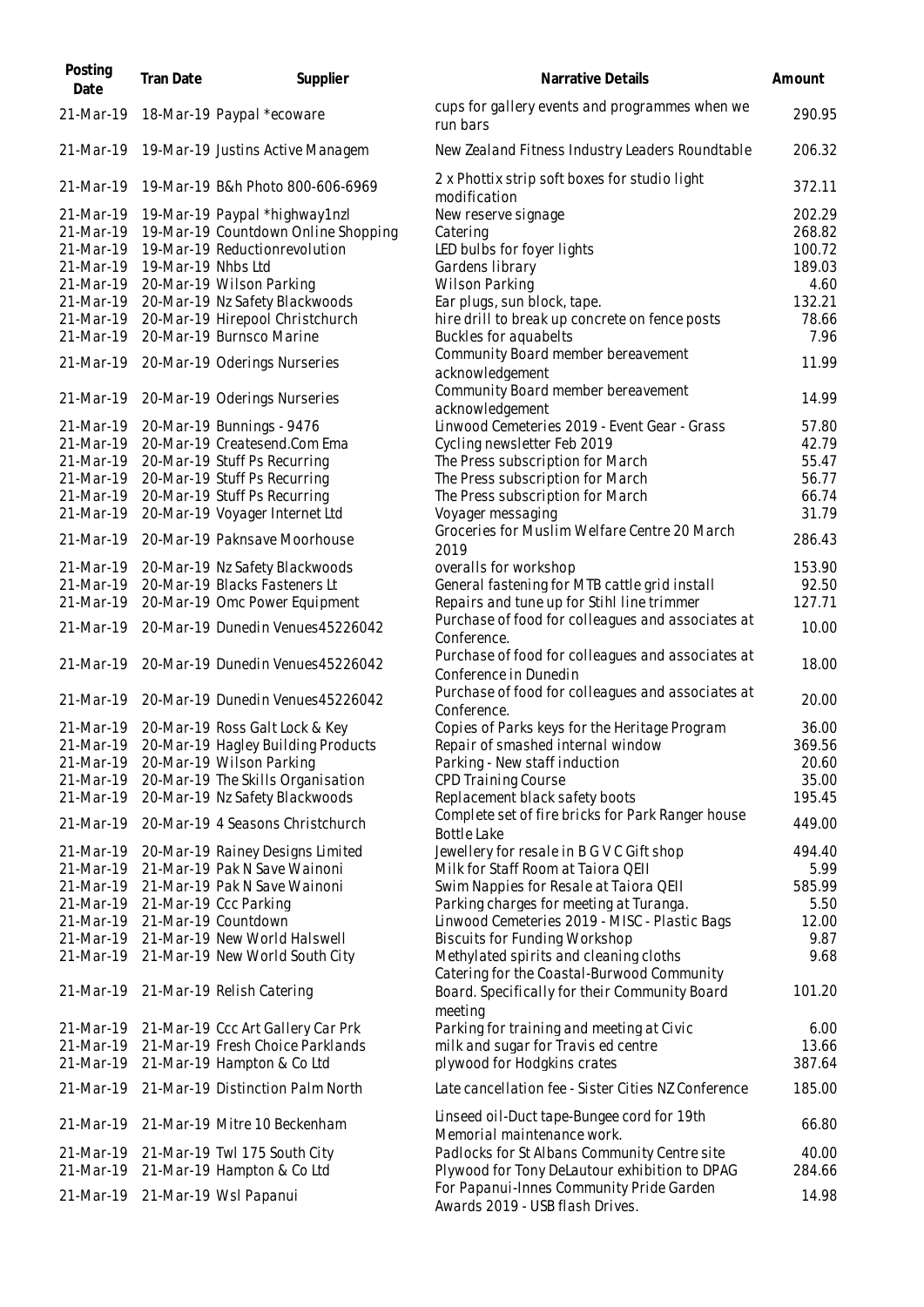| Posting Date | Tran Date | Supplier | Narrative Details | Amount |
|---|---|---|---|---|
| 21-Mar-19 | 18-Mar-19 | Paypal *ecoware | cups for gallery events and programmes when we run bars | 290.95 |
| 21-Mar-19 | 19-Mar-19 | Justins Active Managem | New Zealand Fitness Industry Leaders Roundtable | 206.32 |
| 21-Mar-19 | 19-Mar-19 | B&h Photo 800-606-6969 | 2 x Phottix strip soft boxes for studio light modification | 372.11 |
| 21-Mar-19 | 19-Mar-19 | Paypal *highway1nzl | New reserve signage | 202.29 |
| 21-Mar-19 | 19-Mar-19 | Countdown Online Shopping | Catering | 268.82 |
| 21-Mar-19 | 19-Mar-19 | Reductionrevolution | LED bulbs for foyer lights | 100.72 |
| 21-Mar-19 | 19-Mar-19 | Nhbs Ltd | Gardens library | 189.03 |
| 21-Mar-19 | 20-Mar-19 | Wilson Parking | Wilson Parking | 4.60 |
| 21-Mar-19 | 20-Mar-19 | Nz Safety Blackwoods | Ear plugs, sun block, tape. | 132.21 |
| 21-Mar-19 | 20-Mar-19 | Hirepool Christchurch | hire drill to break up concrete on fence posts | 78.66 |
| 21-Mar-19 | 20-Mar-19 | Burnsco Marine | Buckles for aquabelts | 7.96 |
| 21-Mar-19 | 20-Mar-19 | Oderings Nurseries | Community Board member bereavement acknowledgement | 11.99 |
| 21-Mar-19 | 20-Mar-19 | Oderings Nurseries | Community Board member bereavement acknowledgement | 14.99 |
| 21-Mar-19 | 20-Mar-19 | Bunnings - 9476 | Linwood Cemeteries 2019 - Event Gear - Grass | 57.80 |
| 21-Mar-19 | 20-Mar-19 | Createsend.Com Ema | Cycling newsletter Feb 2019 | 42.79 |
| 21-Mar-19 | 20-Mar-19 | Stuff Ps Recurring | The Press subscription for March | 55.47 |
| 21-Mar-19 | 20-Mar-19 | Stuff Ps Recurring | The Press subscription for March | 56.77 |
| 21-Mar-19 | 20-Mar-19 | Stuff Ps Recurring | The Press subscription for March | 66.74 |
| 21-Mar-19 | 20-Mar-19 | Voyager Internet Ltd | Voyager messaging | 31.79 |
| 21-Mar-19 | 20-Mar-19 | Paknsave Moorhouse | Groceries for Muslim Welfare Centre 20 March 2019 | 286.43 |
| 21-Mar-19 | 20-Mar-19 | Nz Safety Blackwoods | overalls for workshop | 153.90 |
| 21-Mar-19 | 20-Mar-19 | Blacks Fasteners Lt | General fastening for MTB cattle grid install | 92.50 |
| 21-Mar-19 | 20-Mar-19 | Omc Power Equipment | Repairs and tune up for Stihl line trimmer | 127.71 |
| 21-Mar-19 | 20-Mar-19 | Dunedin Venues45226042 | Purchase of food for colleagues and associates at Conference. | 10.00 |
| 21-Mar-19 | 20-Mar-19 | Dunedin Venues45226042 | Purchase of food for colleagues and associates at Conference in Dunedin | 18.00 |
| 21-Mar-19 | 20-Mar-19 | Dunedin Venues45226042 | Purchase of food for colleagues and associates at Conference. | 20.00 |
| 21-Mar-19 | 20-Mar-19 | Ross Galt Lock & Key | Copies of Parks keys for the Heritage Program | 36.00 |
| 21-Mar-19 | 20-Mar-19 | Hagley Building Products | Repair of smashed internal window | 369.56 |
| 21-Mar-19 | 20-Mar-19 | Wilson Parking | Parking - New staff induction | 20.60 |
| 21-Mar-19 | 20-Mar-19 | The Skills Organisation | CPD Training Course | 35.00 |
| 21-Mar-19 | 20-Mar-19 | Nz Safety Blackwoods | Replacement black safety boots | 195.45 |
| 21-Mar-19 | 20-Mar-19 | 4 Seasons Christchurch | Complete set of fire bricks for Park Ranger house Bottle Lake | 449.00 |
| 21-Mar-19 | 20-Mar-19 | Rainey Designs Limited | Jewellery for resale in B G V C Gift shop | 494.40 |
| 21-Mar-19 | 21-Mar-19 | Pak N Save Wainoni | Milk for Staff Room at Taiora QEII | 5.99 |
| 21-Mar-19 | 21-Mar-19 | Pak N Save Wainoni | Swim Nappies for Resale at Taiora QEII | 585.99 |
| 21-Mar-19 | 21-Mar-19 | Ccc Parking | Parking charges for meeting at Turanga. | 5.50 |
| 21-Mar-19 | 21-Mar-19 | Countdown | Linwood Cemeteries 2019 - MISC - Plastic Bags | 12.00 |
| 21-Mar-19 | 21-Mar-19 | New World Halswell | Biscuits for Funding Workshop | 9.87 |
| 21-Mar-19 | 21-Mar-19 | New World South City | Methylated spirits and cleaning cloths | 9.68 |
| 21-Mar-19 | 21-Mar-19 | Relish Catering | Catering for the Coastal-Burwood Community Board. Specifically for their Community Board meeting | 101.20 |
| 21-Mar-19 | 21-Mar-19 | Ccc Art Gallery Car Prk | Parking for training and meeting at Civic | 6.00 |
| 21-Mar-19 | 21-Mar-19 | Fresh Choice Parklands | milk and sugar for Travis ed centre | 13.66 |
| 21-Mar-19 | 21-Mar-19 | Hampton & Co Ltd | plywood for Hodgkins crates | 387.64 |
| 21-Mar-19 | 21-Mar-19 | Distinction Palm North | Late cancellation fee - Sister Cities NZ Conference | 185.00 |
| 21-Mar-19 | 21-Mar-19 | Mitre 10 Beckenham | Linseed oil-Duct tape-Bungee cord for 19th Memorial maintenance work. | 66.80 |
| 21-Mar-19 | 21-Mar-19 | Twl 175 South City | Padlocks for St Albans Community Centre site | 40.00 |
| 21-Mar-19 | 21-Mar-19 | Hampton & Co Ltd | Plywood for Tony DeLautour exhibition to DPAG | 284.66 |
| 21-Mar-19 | 21-Mar-19 | Wsl Papanui | For Papanui-Innes Community Pride Garden Awards 2019 - USB flash Drives. | 14.98 |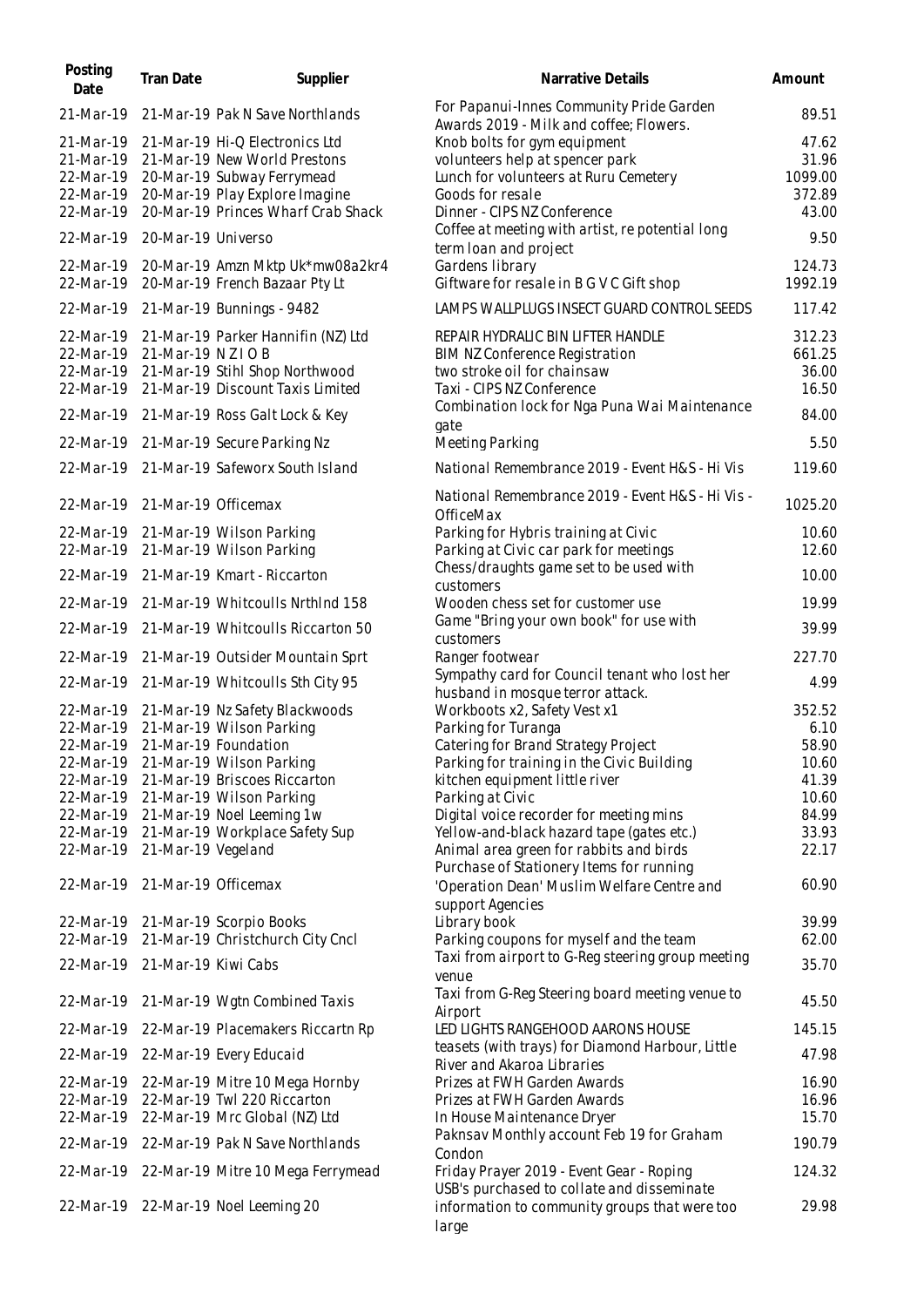| Posting Date | Tran Date | Supplier | Narrative Details | Amount |
|---|---|---|---|---|
| 21-Mar-19 | 21-Mar-19 | Pak N Save Northlands | For Papanui-Innes Community Pride Garden Awards 2019 - Milk and coffee; Flowers. | 89.51 |
| 21-Mar-19 | 21-Mar-19 | Hi-Q Electronics Ltd | Knob bolts for gym equipment | 47.62 |
| 21-Mar-19 | 21-Mar-19 | New World Prestons | volunteers help at spencer park | 31.96 |
| 22-Mar-19 | 20-Mar-19 | Subway Ferrymead | Lunch for volunteers at Ruru Cemetery | 1099.00 |
| 22-Mar-19 | 20-Mar-19 | Play Explore Imagine | Goods for resale | 372.89 |
| 22-Mar-19 | 20-Mar-19 | Princes Wharf Crab Shack | Dinner - CIPS NZ Conference | 43.00 |
| 22-Mar-19 | 20-Mar-19 | Universo | Coffee at meeting with artist, re potential long term loan and project | 9.50 |
| 22-Mar-19 | 20-Mar-19 | Amzn Mktp Uk*mw08a2kr4 | Gardens library | 124.73 |
| 22-Mar-19 | 20-Mar-19 | French Bazaar Pty Lt | Giftware for resale in B G V C Gift shop | 1992.19 |
| 22-Mar-19 | 21-Mar-19 | Bunnings - 9482 | LAMPS WALLPLUGS INSECT GUARD CONTROL SEEDS | 117.42 |
| 22-Mar-19 | 21-Mar-19 | Parker Hannifin (NZ) Ltd | REPAIR HYDRALIC BIN LIFTER HANDLE | 312.23 |
| 22-Mar-19 | 21-Mar-19 | N Z I O B | BIM NZ Conference Registration | 661.25 |
| 22-Mar-19 | 21-Mar-19 | Stihl Shop Northwood | two stroke oil for chainsaw | 36.00 |
| 22-Mar-19 | 21-Mar-19 | Discount Taxis Limited | Taxi - CIPS NZ Conference | 16.50 |
| 22-Mar-19 | 21-Mar-19 | Ross Galt Lock & Key | Combination lock for Nga Puna Wai Maintenance gate | 84.00 |
| 22-Mar-19 | 21-Mar-19 | Secure Parking Nz | Meeting Parking | 5.50 |
| 22-Mar-19 | 21-Mar-19 | Safeworx South Island | National Remembrance 2019 - Event H&S - Hi Vis | 119.60 |
| 22-Mar-19 | 21-Mar-19 | Officemax | National Remembrance 2019 - Event H&S - Hi Vis - OfficeMax | 1025.20 |
| 22-Mar-19 | 21-Mar-19 | Wilson Parking | Parking for Hybris training at Civic | 10.60 |
| 22-Mar-19 | 21-Mar-19 | Wilson Parking | Parking at Civic car park for meetings | 12.60 |
| 22-Mar-19 | 21-Mar-19 | Kmart - Riccarton | Chess/draughts game set to be used with customers | 10.00 |
| 22-Mar-19 | 21-Mar-19 | Whitcoulls Nrthlnd 158 | Wooden chess set for customer use | 19.99 |
| 22-Mar-19 | 21-Mar-19 | Whitcoulls Riccarton 50 | Game "Bring your own book" for use with customers | 39.99 |
| 22-Mar-19 | 21-Mar-19 | Outsider Mountain Sprt | Ranger footwear | 227.70 |
| 22-Mar-19 | 21-Mar-19 | Whitcoulls Sth City 95 | Sympathy card for Council tenant who lost her husband in mosque terror attack. | 4.99 |
| 22-Mar-19 | 21-Mar-19 | Nz Safety Blackwoods | Workboots x2, Safety Vest x1 | 352.52 |
| 22-Mar-19 | 21-Mar-19 | Wilson Parking | Parking for Turanga | 6.10 |
| 22-Mar-19 | 21-Mar-19 | Foundation | Catering for Brand Strategy Project | 58.90 |
| 22-Mar-19 | 21-Mar-19 | Wilson Parking | Parking for training in the Civic Building | 10.60 |
| 22-Mar-19 | 21-Mar-19 | Briscoes Riccarton | kitchen equipment little river | 41.39 |
| 22-Mar-19 | 21-Mar-19 | Wilson Parking | Parking at Civic | 10.60 |
| 22-Mar-19 | 21-Mar-19 | Noel Leeming 1w | Digital voice recorder for meeting mins | 84.99 |
| 22-Mar-19 | 21-Mar-19 | Workplace Safety Sup | Yellow-and-black hazard tape (gates etc.) | 33.93 |
| 22-Mar-19 | 21-Mar-19 | Vegeland | Animal area green for rabbits and birds | 22.17 |
| 22-Mar-19 | 21-Mar-19 | Officemax | Purchase of Stationery Items for running 'Operation Dean' Muslim Welfare Centre and support Agencies | 60.90 |
| 22-Mar-19 | 21-Mar-19 | Scorpio Books | Library book | 39.99 |
| 22-Mar-19 | 21-Mar-19 | Christchurch City Cncl | Parking coupons for myself and the team | 62.00 |
| 22-Mar-19 | 21-Mar-19 | Kiwi Cabs | Taxi from airport to G-Reg steering group meeting venue | 35.70 |
| 22-Mar-19 | 21-Mar-19 | Wgtn Combined Taxis | Taxi from G-Reg Steering board meeting venue to Airport | 45.50 |
| 22-Mar-19 | 22-Mar-19 | Placemakers Riccartn Rp | LED LIGHTS RANGEHOOD AARONS HOUSE | 145.15 |
| 22-Mar-19 | 22-Mar-19 | Every Educaid | teasets (with trays) for Diamond Harbour, Little River and Akaroa Libraries | 47.98 |
| 22-Mar-19 | 22-Mar-19 | Mitre 10 Mega Hornby | Prizes at FWH Garden Awards | 16.90 |
| 22-Mar-19 | 22-Mar-19 | Twl 220 Riccarton | Prizes at FWH Garden Awards | 16.96 |
| 22-Mar-19 | 22-Mar-19 | Mrc Global (NZ) Ltd | In House Maintenance Dryer | 15.70 |
| 22-Mar-19 | 22-Mar-19 | Pak N Save Northlands | Paknsav Monthly account Feb 19 for Graham Condon | 190.79 |
| 22-Mar-19 | 22-Mar-19 | Mitre 10 Mega Ferrymead | Friday Prayer 2019 - Event Gear - Roping | 124.32 |
| 22-Mar-19 | 22-Mar-19 | Noel Leeming 20 | USB's purchased to collate and disseminate information to community groups that were too large | 29.98 |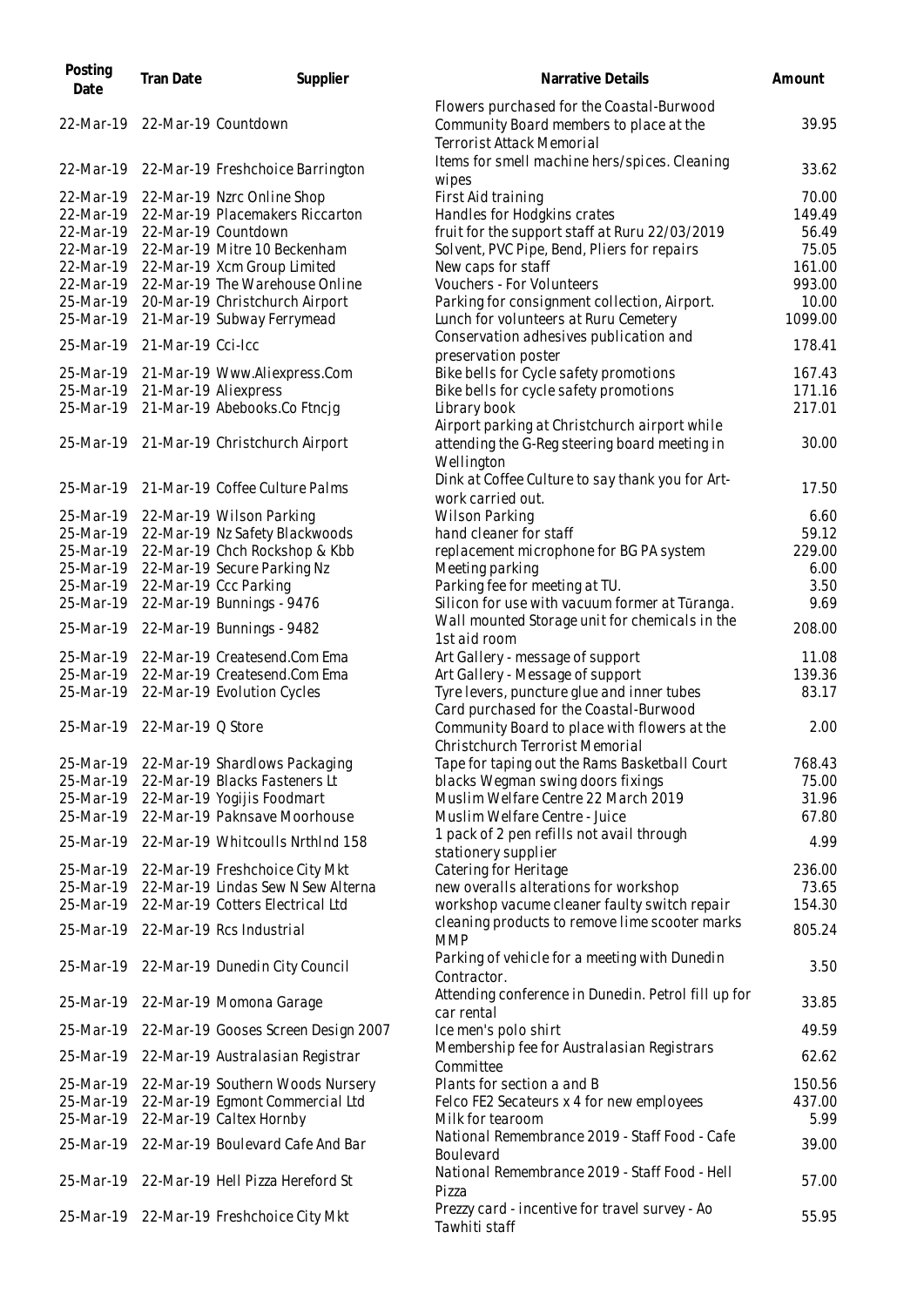| Posting Date | Tran Date | Supplier | Narrative Details | Amount |
|---|---|---|---|---|
| 22-Mar-19 | 22-Mar-19 | Countdown | Flowers purchased for the Coastal-Burwood Community Board members to place at the Terrorist Attack Memorial | 39.95 |
| 22-Mar-19 | 22-Mar-19 | Freshchoice Barrington | Items for smell machine hers/spices. Cleaning wipes | 33.62 |
| 22-Mar-19 | 22-Mar-19 | Nzrc Online Shop | First Aid training | 70.00 |
| 22-Mar-19 | 22-Mar-19 | Placemakers Riccarton | Handles for Hodgkins crates | 149.49 |
| 22-Mar-19 | 22-Mar-19 | Countdown | fruit for the support staff at Ruru 22/03/2019 | 56.49 |
| 22-Mar-19 | 22-Mar-19 | Mitre 10 Beckenham | Solvent, PVC Pipe, Bend, Pliers for repairs | 75.05 |
| 22-Mar-19 | 22-Mar-19 | Xcm Group Limited | New caps for staff | 161.00 |
| 22-Mar-19 | 22-Mar-19 | The Warehouse Online | Vouchers - For Volunteers | 993.00 |
| 25-Mar-19 | 20-Mar-19 | Christchurch Airport | Parking for consignment collection, Airport. | 10.00 |
| 25-Mar-19 | 21-Mar-19 | Subway Ferrymead | Lunch for volunteers at Ruru Cemetery | 1099.00 |
| 25-Mar-19 | 21-Mar-19 | Cci-Icc | Conservation adhesives publication and preservation poster | 178.41 |
| 25-Mar-19 | 21-Mar-19 | Www.Aliexpress.Com | Bike bells for Cycle safety promotions | 167.43 |
| 25-Mar-19 | 21-Mar-19 | Aliexpress | Bike bells for cycle safety promotions | 171.16 |
| 25-Mar-19 | 21-Mar-19 | Abebooks.Co Ftncjg | Library book | 217.01 |
| 25-Mar-19 | 21-Mar-19 | Christchurch Airport | Airport parking at Christchurch airport while attending the G-Reg steering board meeting in Wellington | 30.00 |
| 25-Mar-19 | 21-Mar-19 | Coffee Culture Palms | Dink at Coffee Culture to say thank you for Art-work carried out. | 17.50 |
| 25-Mar-19 | 22-Mar-19 | Wilson Parking | Wilson Parking | 6.60 |
| 25-Mar-19 | 22-Mar-19 | Nz Safety Blackwoods | hand cleaner for staff | 59.12 |
| 25-Mar-19 | 22-Mar-19 | Chch Rockshop & Kbb | replacement microphone for BG PA system | 229.00 |
| 25-Mar-19 | 22-Mar-19 | Secure Parking Nz | Meeting parking | 6.00 |
| 25-Mar-19 | 22-Mar-19 | Ccc Parking | Parking fee for meeting at TU. | 3.50 |
| 25-Mar-19 | 22-Mar-19 | Bunnings - 9476 | Silicon for use with vacuum former at Tūranga. | 9.69 |
| 25-Mar-19 | 22-Mar-19 | Bunnings - 9482 | Wall mounted Storage unit for chemicals in the 1st aid room | 208.00 |
| 25-Mar-19 | 22-Mar-19 | Createsend.Com Ema | Art Gallery - message of support | 11.08 |
| 25-Mar-19 | 22-Mar-19 | Createsend.Com Ema | Art Gallery - Message of support | 139.36 |
| 25-Mar-19 | 22-Mar-19 | Evolution Cycles | Tyre levers, puncture glue and inner tubes | 83.17 |
| 25-Mar-19 | 22-Mar-19 | Q Store | Card purchased for the Coastal-Burwood Community Board to place with flowers at the Christchurch Terrorist Memorial | 2.00 |
| 25-Mar-19 | 22-Mar-19 | Shardlows Packaging | Tape for taping out the Rams Basketball Court | 768.43 |
| 25-Mar-19 | 22-Mar-19 | Blacks Fasteners Lt | blacks Wegman swing doors fixings | 75.00 |
| 25-Mar-19 | 22-Mar-19 | Yogijis Foodmart | Muslim Welfare Centre 22 March 2019 | 31.96 |
| 25-Mar-19 | 22-Mar-19 | Paknsave Moorhouse | Muslim Welfare Centre - Juice | 67.80 |
| 25-Mar-19 | 22-Mar-19 | Whitcoulls Nrthlnd 158 | 1 pack of 2 pen refills not avail through stationery supplier | 4.99 |
| 25-Mar-19 | 22-Mar-19 | Freshchoice City Mkt | Catering for Heritage | 236.00 |
| 25-Mar-19 | 22-Mar-19 | Lindas Sew N Sew Alterna | new overalls alterations for workshop | 73.65 |
| 25-Mar-19 | 22-Mar-19 | Cotters Electrical Ltd | workshop vacume cleaner faulty switch repair | 154.30 |
| 25-Mar-19 | 22-Mar-19 | Rcs Industrial | cleaning products to remove lime scooter marks MMP | 805.24 |
| 25-Mar-19 | 22-Mar-19 | Dunedin City Council | Parking of vehicle for a meeting with Dunedin Contractor. | 3.50 |
| 25-Mar-19 | 22-Mar-19 | Momona Garage | Attending conference in Dunedin. Petrol fill up for car rental | 33.85 |
| 25-Mar-19 | 22-Mar-19 | Gooses Screen Design 2007 | Ice men's polo shirt | 49.59 |
| 25-Mar-19 | 22-Mar-19 | Australasian Registrar | Membership fee for Australasian Registrars Committee | 62.62 |
| 25-Mar-19 | 22-Mar-19 | Southern Woods Nursery | Plants for section a and B | 150.56 |
| 25-Mar-19 | 22-Mar-19 | Egmont Commercial Ltd | Felco FE2 Secateurs x 4 for new employees | 437.00 |
| 25-Mar-19 | 22-Mar-19 | Caltex Hornby | Milk for tearoom | 5.99 |
| 25-Mar-19 | 22-Mar-19 | Boulevard Cafe And Bar | National Remembrance 2019 - Staff Food - Cafe Boulevard | 39.00 |
| 25-Mar-19 | 22-Mar-19 | Hell Pizza Hereford St | National Remembrance 2019 - Staff Food - Hell Pizza | 57.00 |
| 25-Mar-19 | 22-Mar-19 | Freshchoice City Mkt | Prezzy card - incentive for travel survey - Ao Tawhiti staff | 55.95 |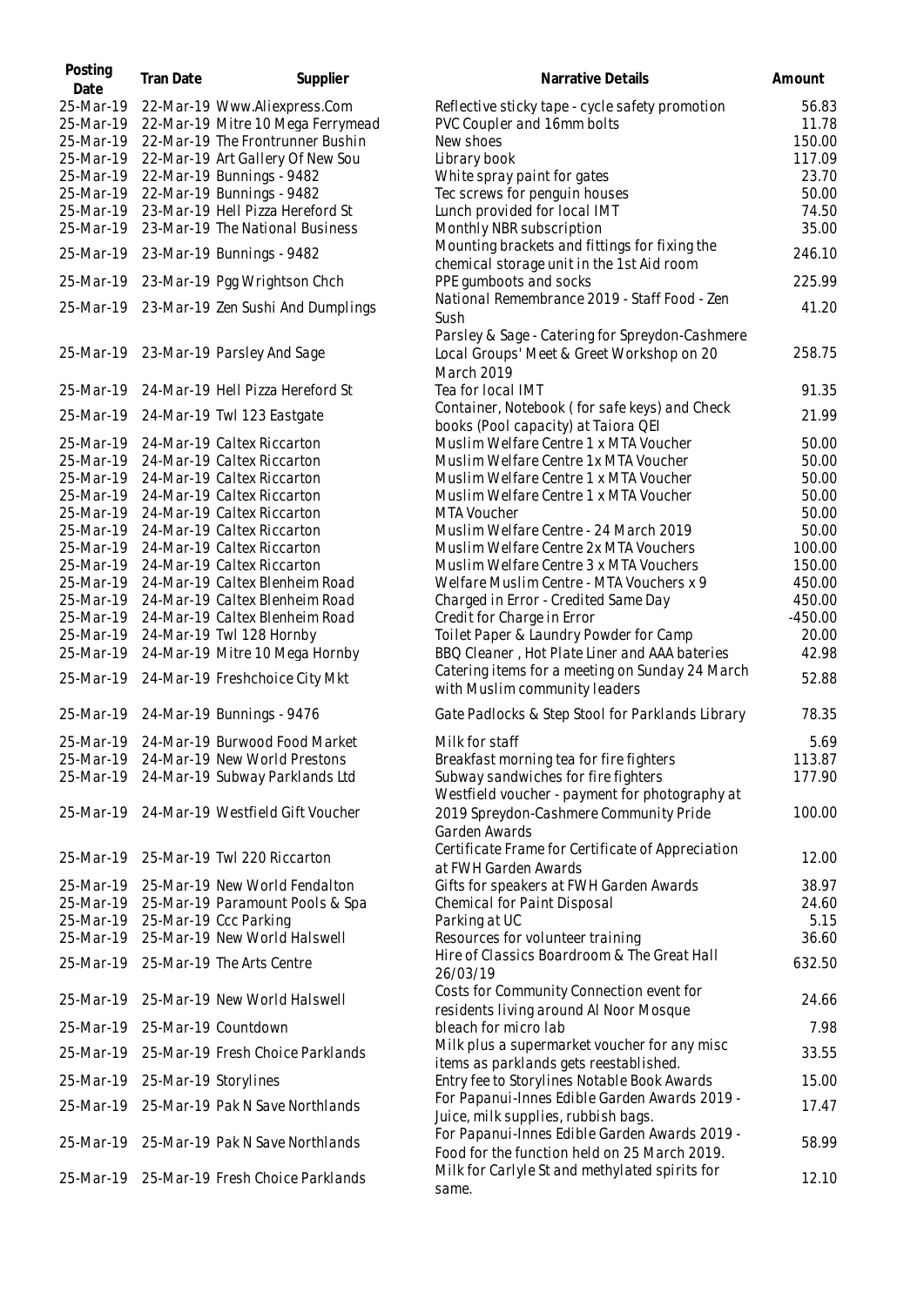| Posting Date | Tran Date | Supplier | Narrative Details | Amount |
|---|---|---|---|---|
| 25-Mar-19 | 22-Mar-19 | Www.Aliexpress.Com | Reflective sticky tape - cycle safety promotion | 56.83 |
| 25-Mar-19 | 22-Mar-19 | Mitre 10 Mega Ferrymead | PVC Coupler and 16mm bolts | 11.78 |
| 25-Mar-19 | 22-Mar-19 | The Frontrunner Bushin | New shoes | 150.00 |
| 25-Mar-19 | 22-Mar-19 | Art Gallery Of New Sou | Library book | 117.09 |
| 25-Mar-19 | 22-Mar-19 | Bunnings - 9482 | White spray paint for gates | 23.70 |
| 25-Mar-19 | 22-Mar-19 | Bunnings - 9482 | Tec screws for penguin houses | 50.00 |
| 25-Mar-19 | 23-Mar-19 | Hell Pizza Hereford St | Lunch provided for local IMT | 74.50 |
| 25-Mar-19 | 23-Mar-19 | The National Business | Monthly NBR subscription | 35.00 |
| 25-Mar-19 | 23-Mar-19 | Bunnings - 9482 | Mounting brackets and fittings for fixing the chemical storage unit in the 1st Aid room | 246.10 |
| 25-Mar-19 | 23-Mar-19 | Pgg Wrightson Chch | PPE gumboots and socks | 225.99 |
| 25-Mar-19 | 23-Mar-19 | Zen Sushi And Dumplings | National Remembrance 2019 - Staff Food - Zen Sush | 41.20 |
| 25-Mar-19 | 23-Mar-19 | Parsley And Sage | Parsley & Sage - Catering for Spreydon-Cashmere Local Groups' Meet & Greet Workshop on 20 March 2019 | 258.75 |
| 25-Mar-19 | 24-Mar-19 | Hell Pizza Hereford St | Tea for local IMT | 91.35 |
| 25-Mar-19 | 24-Mar-19 | Twl 123 Eastgate | Container, Notebook ( for safe keys) and Check books (Pool capacity) at Taiora QEI | 21.99 |
| 25-Mar-19 | 24-Mar-19 | Caltex Riccarton | Muslim Welfare Centre 1 x MTA Voucher | 50.00 |
| 25-Mar-19 | 24-Mar-19 | Caltex Riccarton | Muslim Welfare Centre 1x MTA Voucher | 50.00 |
| 25-Mar-19 | 24-Mar-19 | Caltex Riccarton | Muslim Welfare Centre 1 x MTA Voucher | 50.00 |
| 25-Mar-19 | 24-Mar-19 | Caltex Riccarton | Muslim Welfare Centre 1 x MTA Voucher | 50.00 |
| 25-Mar-19 | 24-Mar-19 | Caltex Riccarton | MTA Voucher | 50.00 |
| 25-Mar-19 | 24-Mar-19 | Caltex Riccarton | Muslim Welfare Centre - 24 March 2019 | 50.00 |
| 25-Mar-19 | 24-Mar-19 | Caltex Riccarton | Muslim Welfare Centre 2x MTA Vouchers | 100.00 |
| 25-Mar-19 | 24-Mar-19 | Caltex Riccarton | Muslim Welfare Centre 3 x MTA Vouchers | 150.00 |
| 25-Mar-19 | 24-Mar-19 | Caltex Blenheim Road | Welfare Muslim Centre - MTA Vouchers x 9 | 450.00 |
| 25-Mar-19 | 24-Mar-19 | Caltex Blenheim Road | Charged in Error - Credited Same Day | 450.00 |
| 25-Mar-19 | 24-Mar-19 | Caltex Blenheim Road | Credit for Charge in Error | -450.00 |
| 25-Mar-19 | 24-Mar-19 | Twl 128 Hornby | Toilet Paper & Laundry Powder for Camp | 20.00 |
| 25-Mar-19 | 24-Mar-19 | Mitre 10 Mega Hornby | BBQ Cleaner , Hot Plate Liner and AAA bateries | 42.98 |
| 25-Mar-19 | 24-Mar-19 | Freshchoice City Mkt | Catering items for a meeting on Sunday 24 March with Muslim community leaders | 52.88 |
| 25-Mar-19 | 24-Mar-19 | Bunnings - 9476 | Gate Padlocks & Step Stool for Parklands Library | 78.35 |
| 25-Mar-19 | 24-Mar-19 | Burwood Food Market | Milk for staff | 5.69 |
| 25-Mar-19 | 24-Mar-19 | New World Prestons | Breakfast morning tea for fire fighters | 113.87 |
| 25-Mar-19 | 24-Mar-19 | Subway Parklands Ltd | Subway sandwiches for fire fighters | 177.90 |
| 25-Mar-19 | 24-Mar-19 | Westfield Gift Voucher | Westfield voucher - payment for photography at 2019 Spreydon-Cashmere Community Pride Garden Awards | 100.00 |
| 25-Mar-19 | 25-Mar-19 | Twl 220 Riccarton | Certificate Frame for Certificate of Appreciation at FWH Garden Awards | 12.00 |
| 25-Mar-19 | 25-Mar-19 | New World Fendalton | Gifts for speakers at FWH Garden Awards | 38.97 |
| 25-Mar-19 | 25-Mar-19 | Paramount Pools & Spa | Chemical for Paint Disposal | 24.60 |
| 25-Mar-19 | 25-Mar-19 | Ccc Parking | Parking at UC | 5.15 |
| 25-Mar-19 | 25-Mar-19 | New World Halswell | Resources for volunteer training | 36.60 |
| 25-Mar-19 | 25-Mar-19 | The Arts Centre | Hire of Classics Boardroom & The Great Hall 26/03/19 | 632.50 |
| 25-Mar-19 | 25-Mar-19 | New World Halswell | Costs for Community Connection event for residents living around Al Noor Mosque | 24.66 |
| 25-Mar-19 | 25-Mar-19 | Countdown | bleach for micro lab | 7.98 |
| 25-Mar-19 | 25-Mar-19 | Fresh Choice Parklands | Milk plus a supermarket voucher for any misc items as parklands gets reestablished. | 33.55 |
| 25-Mar-19 | 25-Mar-19 | Storylines | Entry fee to Storylines Notable Book Awards | 15.00 |
| 25-Mar-19 | 25-Mar-19 | Pak N Save Northlands | For Papanui-Innes Edible Garden Awards 2019 - Juice, milk supplies, rubbish bags. | 17.47 |
| 25-Mar-19 | 25-Mar-19 | Pak N Save Northlands | For Papanui-Innes Edible Garden Awards 2019 - Food for the function held on 25 March 2019. | 58.99 |
| 25-Mar-19 | 25-Mar-19 | Fresh Choice Parklands | Milk for Carlyle St and methylated spirits for same. | 12.10 |